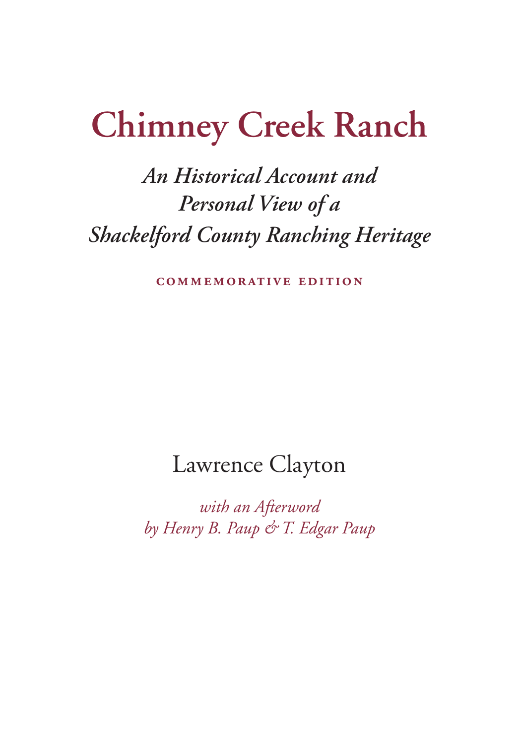# Chimney Creek Ranch

## *An Historical Account and Personal View of a Shackelford County Ranching Heritage*

**COMMEMORATIVE EDITION**

Lawrence Clayton

*with an Afterword by Henry B. Paup & T. Edgar Paup*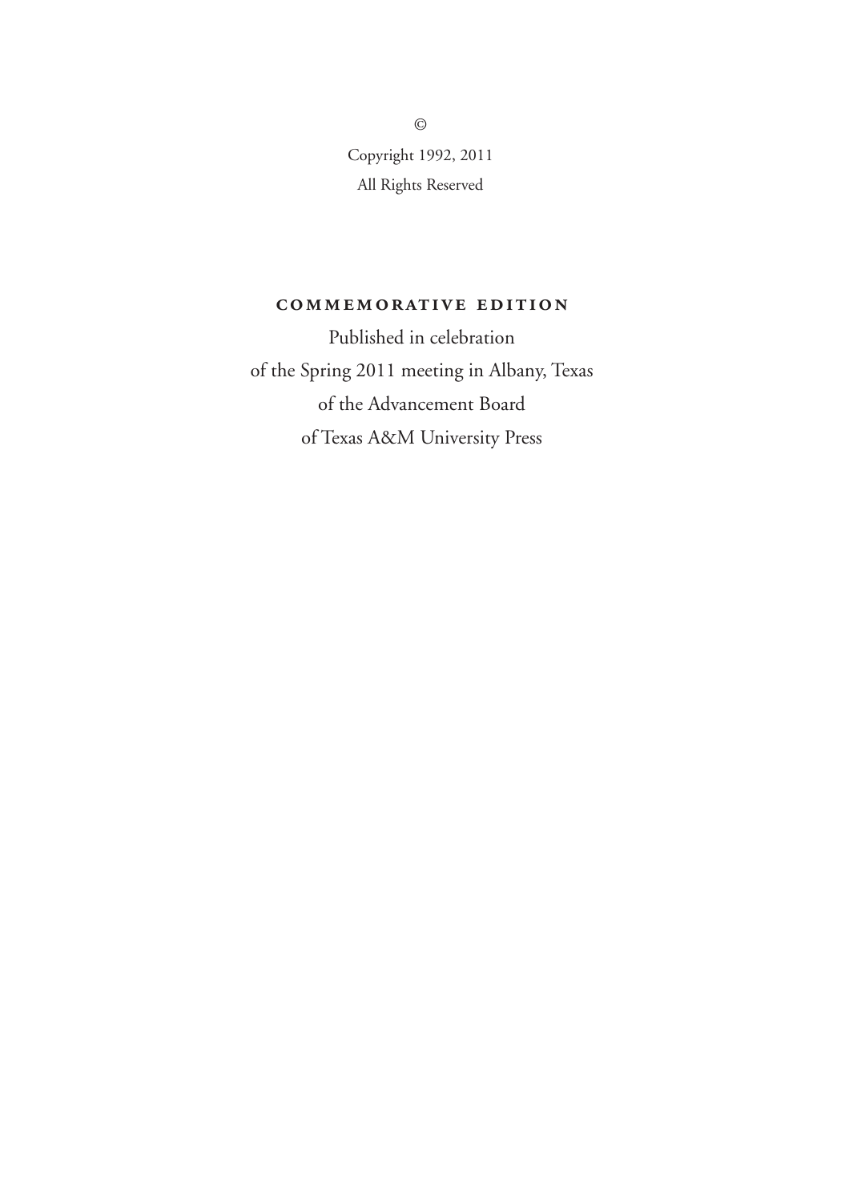©

Copyright 1992, 2011

All Rights Reserved

**COMMEMORATIVE EDITION**

Published in celebration
of the Spring 2011 meeting in Albany, Texas
of the Advancement Board
of Texas A&M University Press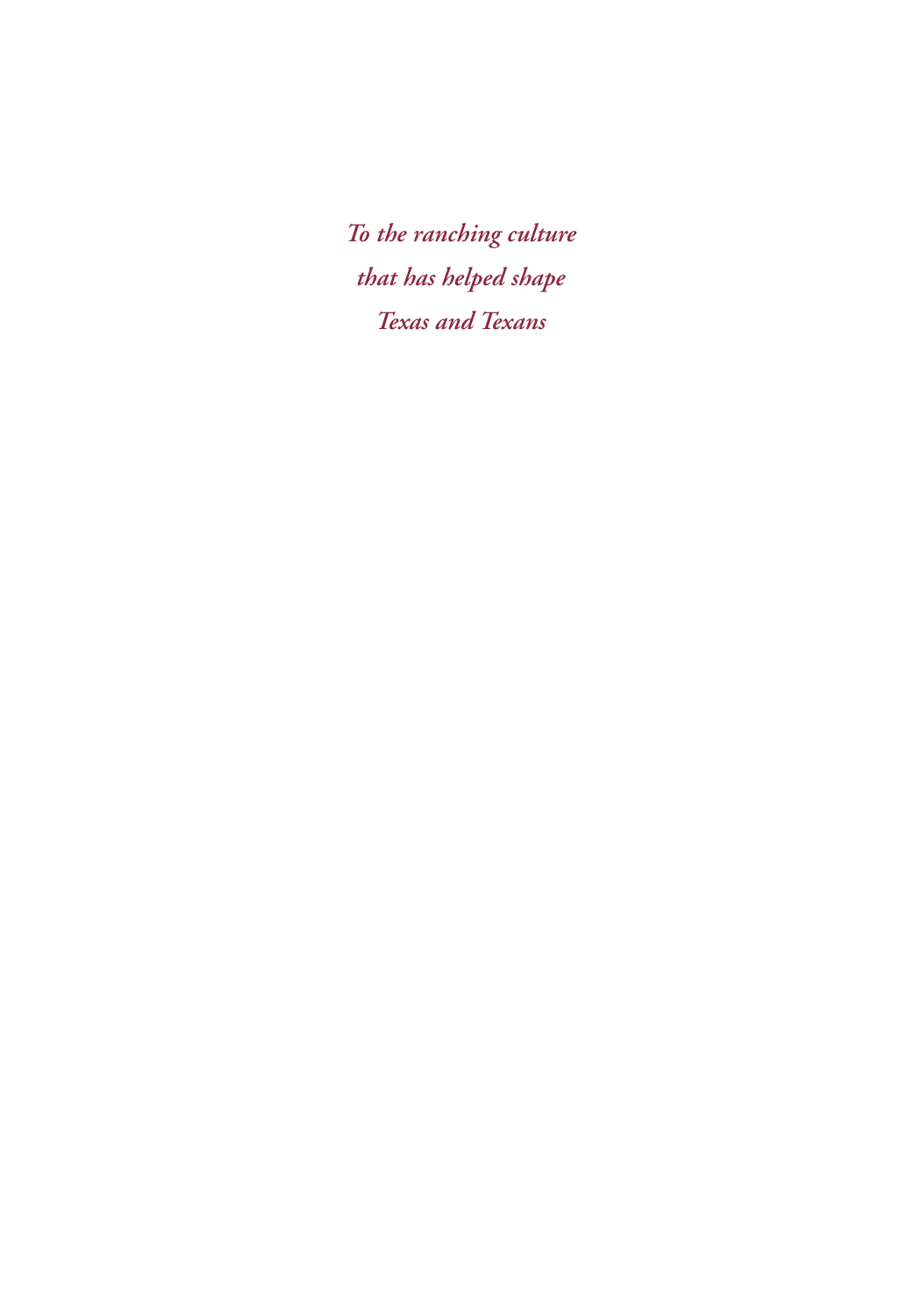*To the ranching culture*
*that has helped shape*
*Texas and Texans*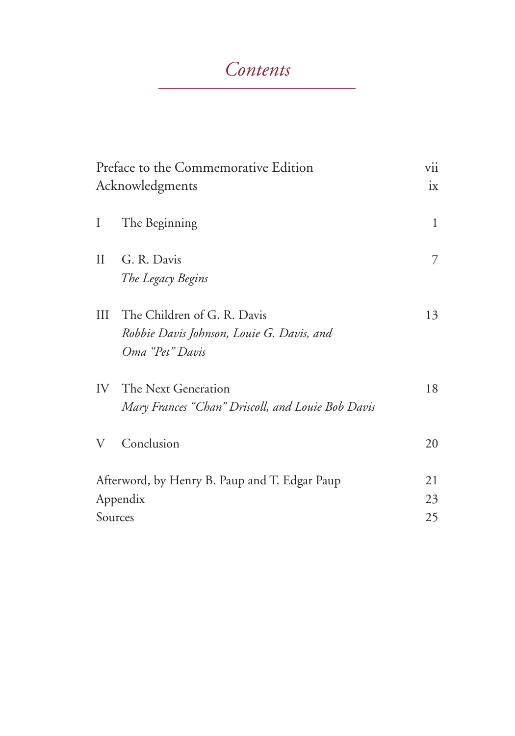# *Contents*

| | | |
|---|---|---|
| Preface to the Commemorative Edition | | vii |
| Acknowledgments | | ix |
| I | The Beginning | 1 |
| II | G. R. Davis<br>*The Legacy Begins* | 7 |
| III | The Children of G. R. Davis<br>*Robbie Davis Johnson, Louie G. Davis, and Oma "Pet" Davis* | 13 |
| IV | The Next Generation<br>*Mary Frances "Chan" Driscoll, and Louie Bob Davis* | 18 |
| V | Conclusion | 20 |
| Afterword, by Henry B. Paup and T. Edgar Paup | | 21 |
| Appendix | | 23 |
| Sources | | 25 |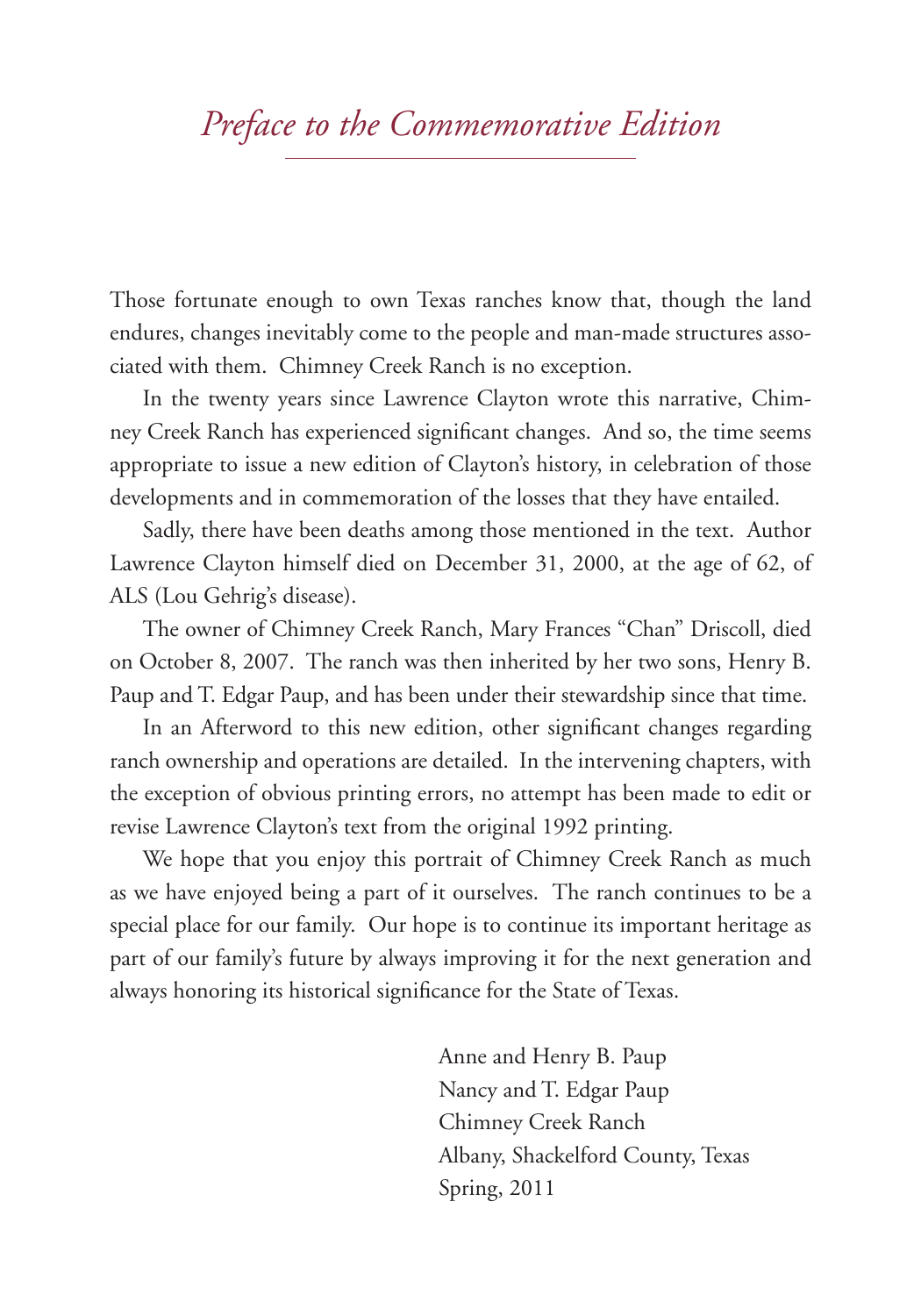# *Preface to the Commemorative Edition*

Those fortunate enough to own Texas ranches know that, though the land endures, changes inevitably come to the people and man-made structures associated with them. Chimney Creek Ranch is no exception.

In the twenty years since Lawrence Clayton wrote this narrative, Chimney Creek Ranch has experienced significant changes. And so, the time seems appropriate to issue a new edition of Clayton's history, in celebration of those developments and in commemoration of the losses that they have entailed.

Sadly, there have been deaths among those mentioned in the text. Author Lawrence Clayton himself died on December 31, 2000, at the age of 62, of ALS (Lou Gehrig's disease).

The owner of Chimney Creek Ranch, Mary Frances "Chan" Driscoll, died on October 8, 2007. The ranch was then inherited by her two sons, Henry B. Paup and T. Edgar Paup, and has been under their stewardship since that time.

In an Afterword to this new edition, other significant changes regarding ranch ownership and operations are detailed. In the intervening chapters, with the exception of obvious printing errors, no attempt has been made to edit or revise Lawrence Clayton's text from the original 1992 printing.

We hope that you enjoy this portrait of Chimney Creek Ranch as much as we have enjoyed being a part of it ourselves. The ranch continues to be a special place for our family. Our hope is to continue its important heritage as part of our family's future by always improving it for the next generation and always honoring its historical significance for the State of Texas.

Anne and Henry B. Paup  
Nancy and T. Edgar Paup  
Chimney Creek Ranch  
Albany, Shackelford County, Texas  
Spring, 2011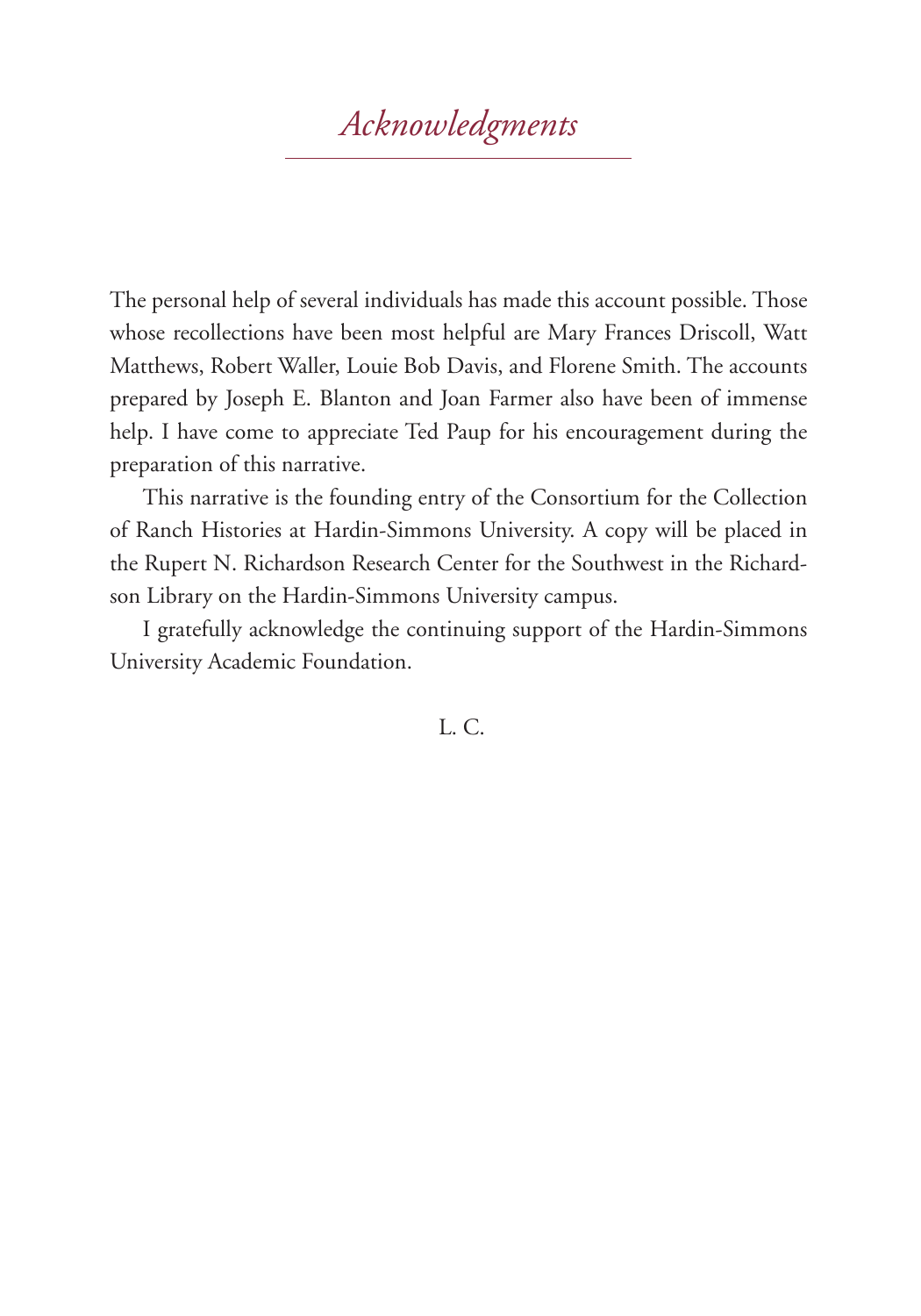# *Acknowledgments*

The personal help of several individuals has made this account possible. Those whose recollections have been most helpful are Mary Frances Driscoll, Watt Matthews, Robert Waller, Louie Bob Davis, and Florene Smith. The accounts prepared by Joseph E. Blanton and Joan Farmer also have been of immense help. I have come to appreciate Ted Paup for his encouragement during the preparation of this narrative.

This narrative is the founding entry of the Consortium for the Collection of Ranch Histories at Hardin-Simmons University. A copy will be placed in the Rupert N. Richardson Research Center for the Southwest in the Richardson Library on the Hardin-Simmons University campus.

I gratefully acknowledge the continuing support of the Hardin-Simmons University Academic Foundation.

L. C.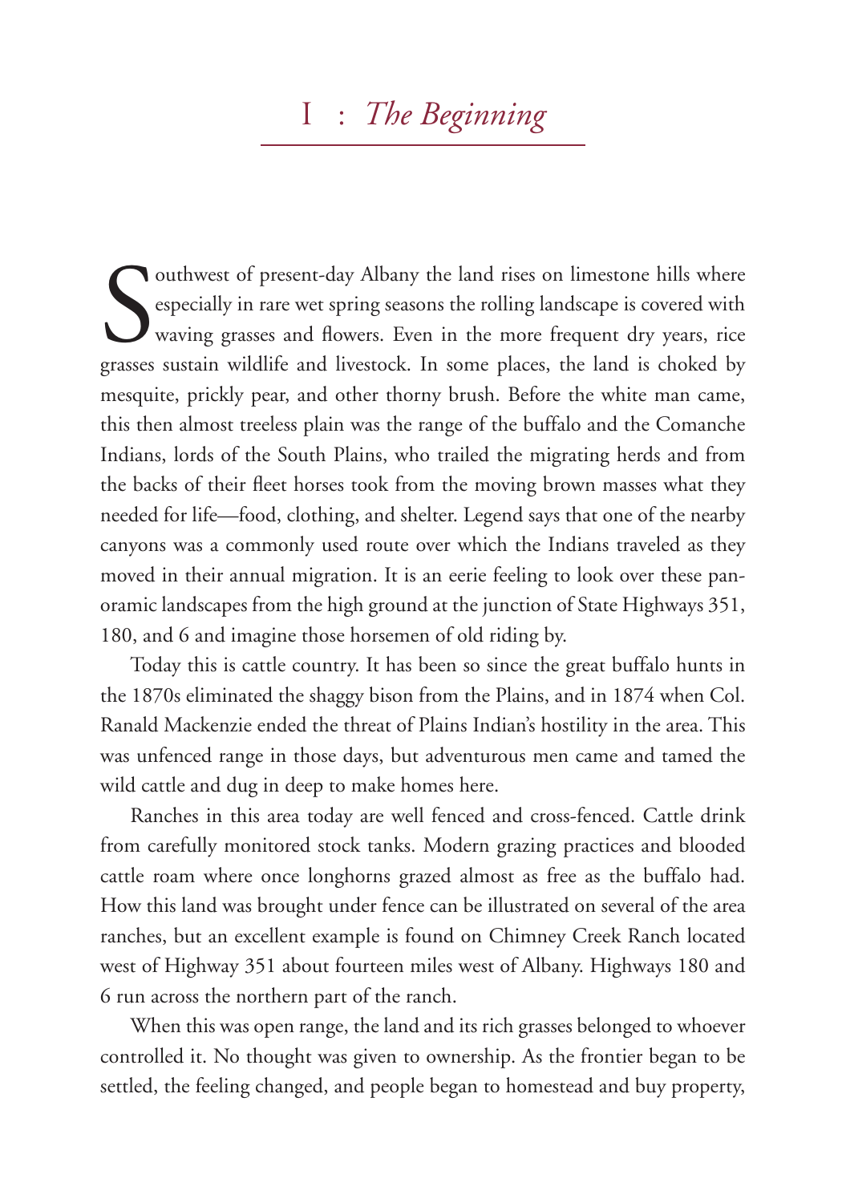# I : *The Beginning*

Southwest of present-day Albany the land rises on limestone hills where especially in rare wet spring seasons the rolling landscape is covered with waving grasses and flowers. Even in the more frequent dry years, rice grasses sustain wildlife and livestock. In some places, the land is choked by mesquite, prickly pear, and other thorny brush. Before the white man came, this then almost treeless plain was the range of the buffalo and the Comanche Indians, lords of the South Plains, who trailed the migrating herds and from the backs of their fleet horses took from the moving brown masses what they needed for life—food, clothing, and shelter. Legend says that one of the nearby canyons was a commonly used route over which the Indians traveled as they moved in their annual migration. It is an eerie feeling to look over these panoramic landscapes from the high ground at the junction of State Highways 351, 180, and 6 and imagine those horsemen of old riding by.

Today this is cattle country. It has been so since the great buffalo hunts in the 1870s eliminated the shaggy bison from the Plains, and in 1874 when Col. Ranald Mackenzie ended the threat of Plains Indian's hostility in the area. This was unfenced range in those days, but adventurous men came and tamed the wild cattle and dug in deep to make homes here.

Ranches in this area today are well fenced and cross-fenced. Cattle drink from carefully monitored stock tanks. Modern grazing practices and blooded cattle roam where once longhorns grazed almost as free as the buffalo had. How this land was brought under fence can be illustrated on several of the area ranches, but an excellent example is found on Chimney Creek Ranch located west of Highway 351 about fourteen miles west of Albany. Highways 180 and 6 run across the northern part of the ranch.

When this was open range, the land and its rich grasses belonged to whoever controlled it. No thought was given to ownership. As the frontier began to be settled, the feeling changed, and people began to homestead and buy property,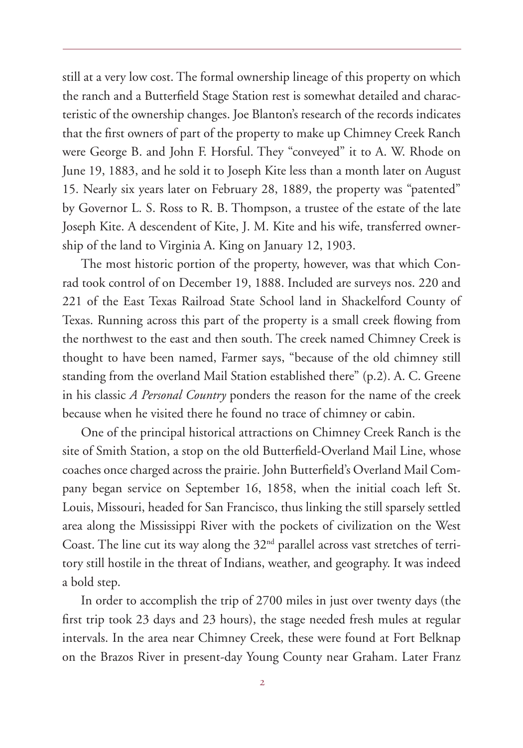still at a very low cost. The formal ownership lineage of this property on which the ranch and a Butterfield Stage Station rest is somewhat detailed and characteristic of the ownership changes. Joe Blanton's research of the records indicates that the first owners of part of the property to make up Chimney Creek Ranch were George B. and John F. Horsful. They "conveyed" it to A. W. Rhode on June 19, 1883, and he sold it to Joseph Kite less than a month later on August 15. Nearly six years later on February 28, 1889, the property was "patented" by Governor L. S. Ross to R. B. Thompson, a trustee of the estate of the late Joseph Kite. A descendent of Kite, J. M. Kite and his wife, transferred ownership of the land to Virginia A. King on January 12, 1903.

The most historic portion of the property, however, was that which Conrad took control of on December 19, 1888. Included are surveys nos. 220 and 221 of the East Texas Railroad State School land in Shackelford County of Texas. Running across this part of the property is a small creek flowing from the northwest to the east and then south. The creek named Chimney Creek is thought to have been named, Farmer says, "because of the old chimney still standing from the overland Mail Station established there" (p.2). A. C. Greene in his classic *A Personal Country* ponders the reason for the name of the creek because when he visited there he found no trace of chimney or cabin.

One of the principal historical attractions on Chimney Creek Ranch is the site of Smith Station, a stop on the old Butterfield-Overland Mail Line, whose coaches once charged across the prairie. John Butterfield's Overland Mail Company began service on September 16, 1858, when the initial coach left St. Louis, Missouri, headed for San Francisco, thus linking the still sparsely settled area along the Mississippi River with the pockets of civilization on the West Coast. The line cut its way along the 32nd parallel across vast stretches of territory still hostile in the threat of Indians, weather, and geography. It was indeed a bold step.

In order to accomplish the trip of 2700 miles in just over twenty days (the first trip took 23 days and 23 hours), the stage needed fresh mules at regular intervals. In the area near Chimney Creek, these were found at Fort Belknap on the Brazos River in present-day Young County near Graham. Later Franz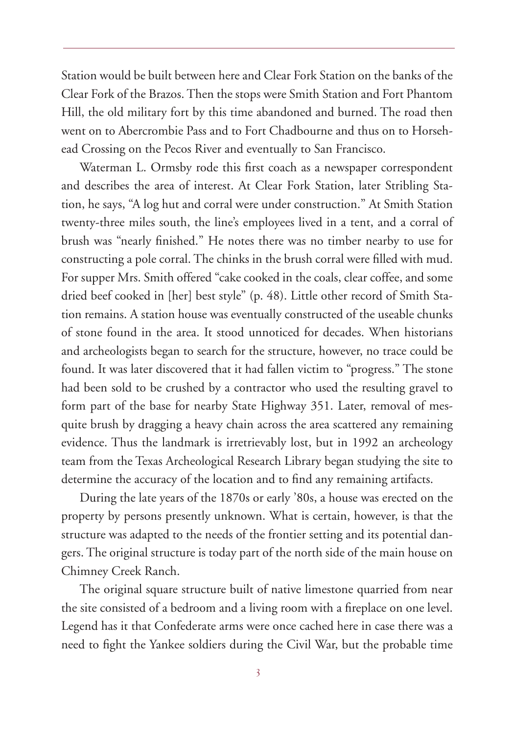Station would be built between here and Clear Fork Station on the banks of the Clear Fork of the Brazos. Then the stops were Smith Station and Fort Phantom Hill, the old military fort by this time abandoned and burned. The road then went on to Abercrombie Pass and to Fort Chadbourne and thus on to Horsehead Crossing on the Pecos River and eventually to San Francisco.

Waterman L. Ormsby rode this first coach as a newspaper correspondent and describes the area of interest. At Clear Fork Station, later Stribling Station, he says, "A log hut and corral were under construction." At Smith Station twenty-three miles south, the line's employees lived in a tent, and a corral of brush was "nearly finished." He notes there was no timber nearby to use for constructing a pole corral. The chinks in the brush corral were filled with mud. For supper Mrs. Smith offered "cake cooked in the coals, clear coffee, and some dried beef cooked in [her] best style" (p. 48). Little other record of Smith Station remains. A station house was eventually constructed of the useable chunks of stone found in the area. It stood unnoticed for decades. When historians and archeologists began to search for the structure, however, no trace could be found. It was later discovered that it had fallen victim to "progress." The stone had been sold to be crushed by a contractor who used the resulting gravel to form part of the base for nearby State Highway 351. Later, removal of mesquite brush by dragging a heavy chain across the area scattered any remaining evidence. Thus the landmark is irretrievably lost, but in 1992 an archeology team from the Texas Archeological Research Library began studying the site to determine the accuracy of the location and to find any remaining artifacts.

During the late years of the 1870s or early '80s, a house was erected on the property by persons presently unknown. What is certain, however, is that the structure was adapted to the needs of the frontier setting and its potential dangers. The original structure is today part of the north side of the main house on Chimney Creek Ranch.

The original square structure built of native limestone quarried from near the site consisted of a bedroom and a living room with a fireplace on one level. Legend has it that Confederate arms were once cached here in case there was a need to fight the Yankee soldiers during the Civil War, but the probable time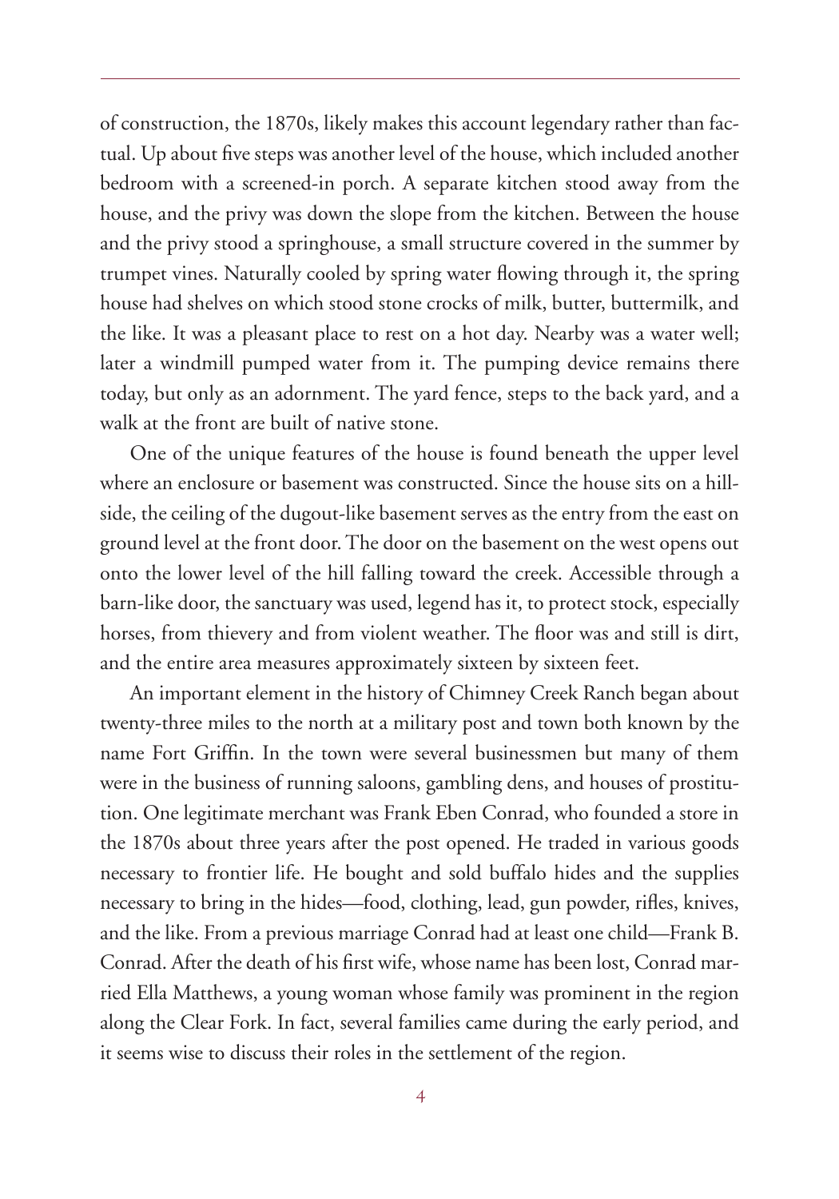of construction, the 1870s, likely makes this account legendary rather than factual. Up about five steps was another level of the house, which included another bedroom with a screened-in porch. A separate kitchen stood away from the house, and the privy was down the slope from the kitchen. Between the house and the privy stood a springhouse, a small structure covered in the summer by trumpet vines. Naturally cooled by spring water flowing through it, the spring house had shelves on which stood stone crocks of milk, butter, buttermilk, and the like. It was a pleasant place to rest on a hot day. Nearby was a water well; later a windmill pumped water from it. The pumping device remains there today, but only as an adornment. The yard fence, steps to the back yard, and a walk at the front are built of native stone.

One of the unique features of the house is found beneath the upper level where an enclosure or basement was constructed. Since the house sits on a hillside, the ceiling of the dugout-like basement serves as the entry from the east on ground level at the front door. The door on the basement on the west opens out onto the lower level of the hill falling toward the creek. Accessible through a barn-like door, the sanctuary was used, legend has it, to protect stock, especially horses, from thievery and from violent weather. The floor was and still is dirt, and the entire area measures approximately sixteen by sixteen feet.

An important element in the history of Chimney Creek Ranch began about twenty-three miles to the north at a military post and town both known by the name Fort Griffin. In the town were several businessmen but many of them were in the business of running saloons, gambling dens, and houses of prostitution. One legitimate merchant was Frank Eben Conrad, who founded a store in the 1870s about three years after the post opened. He traded in various goods necessary to frontier life. He bought and sold buffalo hides and the supplies necessary to bring in the hides—food, clothing, lead, gun powder, rifles, knives, and the like. From a previous marriage Conrad had at least one child—Frank B. Conrad. After the death of his first wife, whose name has been lost, Conrad married Ella Matthews, a young woman whose family was prominent in the region along the Clear Fork. In fact, several families came during the early period, and it seems wise to discuss their roles in the settlement of the region.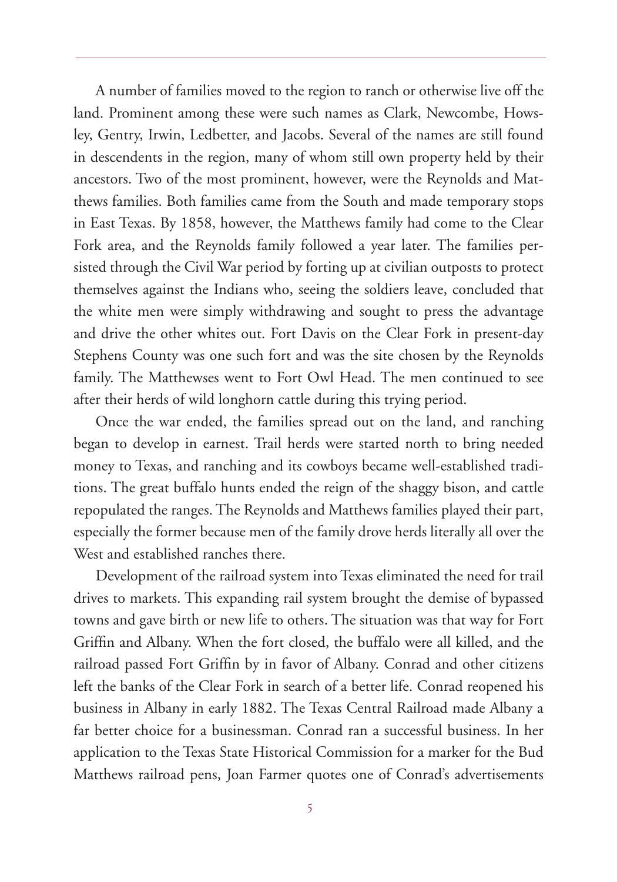A number of families moved to the region to ranch or otherwise live off the land. Prominent among these were such names as Clark, Newcombe, Howsley, Gentry, Irwin, Ledbetter, and Jacobs. Several of the names are still found in descendents in the region, many of whom still own property held by their ancestors. Two of the most prominent, however, were the Reynolds and Matthews families. Both families came from the South and made temporary stops in East Texas. By 1858, however, the Matthews family had come to the Clear Fork area, and the Reynolds family followed a year later. The families persisted through the Civil War period by forting up at civilian outposts to protect themselves against the Indians who, seeing the soldiers leave, concluded that the white men were simply withdrawing and sought to press the advantage and drive the other whites out. Fort Davis on the Clear Fork in present-day Stephens County was one such fort and was the site chosen by the Reynolds family. The Matthewses went to Fort Owl Head. The men continued to see after their herds of wild longhorn cattle during this trying period.

Once the war ended, the families spread out on the land, and ranching began to develop in earnest. Trail herds were started north to bring needed money to Texas, and ranching and its cowboys became well-established traditions. The great buffalo hunts ended the reign of the shaggy bison, and cattle repopulated the ranges. The Reynolds and Matthews families played their part, especially the former because men of the family drove herds literally all over the West and established ranches there.

Development of the railroad system into Texas eliminated the need for trail drives to markets. This expanding rail system brought the demise of bypassed towns and gave birth or new life to others. The situation was that way for Fort Griffin and Albany. When the fort closed, the buffalo were all killed, and the railroad passed Fort Griffin by in favor of Albany. Conrad and other citizens left the banks of the Clear Fork in search of a better life. Conrad reopened his business in Albany in early 1882. The Texas Central Railroad made Albany a far better choice for a businessman. Conrad ran a successful business. In her application to the Texas State Historical Commission for a marker for the Bud Matthews railroad pens, Joan Farmer quotes one of Conrad's advertisements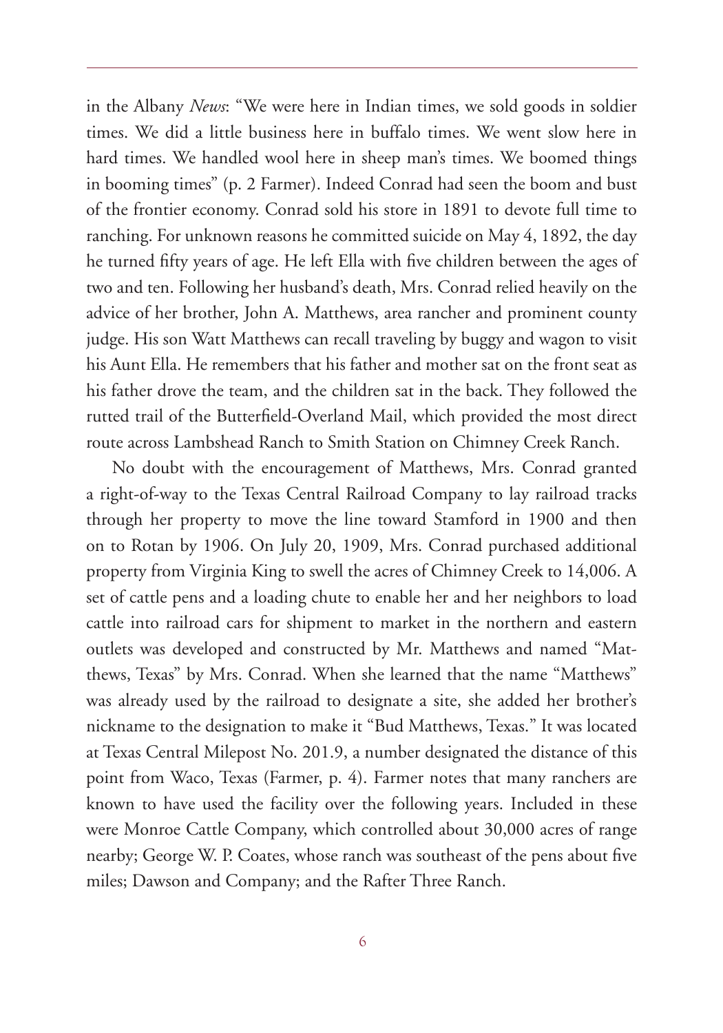in the Albany *News*: "We were here in Indian times, we sold goods in soldier times. We did a little business here in buffalo times. We went slow here in hard times. We handled wool here in sheep man's times. We boomed things in booming times" (p. 2 Farmer). Indeed Conrad had seen the boom and bust of the frontier economy. Conrad sold his store in 1891 to devote full time to ranching. For unknown reasons he committed suicide on May 4, 1892, the day he turned fifty years of age. He left Ella with five children between the ages of two and ten. Following her husband's death, Mrs. Conrad relied heavily on the advice of her brother, John A. Matthews, area rancher and prominent county judge. His son Watt Matthews can recall traveling by buggy and wagon to visit his Aunt Ella. He remembers that his father and mother sat on the front seat as his father drove the team, and the children sat in the back. They followed the rutted trail of the Butterfield-Overland Mail, which provided the most direct route across Lambshead Ranch to Smith Station on Chimney Creek Ranch.

No doubt with the encouragement of Matthews, Mrs. Conrad granted a right-of-way to the Texas Central Railroad Company to lay railroad tracks through her property to move the line toward Stamford in 1900 and then on to Rotan by 1906. On July 20, 1909, Mrs. Conrad purchased additional property from Virginia King to swell the acres of Chimney Creek to 14,006. A set of cattle pens and a loading chute to enable her and her neighbors to load cattle into railroad cars for shipment to market in the northern and eastern outlets was developed and constructed by Mr. Matthews and named "Matthews, Texas" by Mrs. Conrad. When she learned that the name "Matthews" was already used by the railroad to designate a site, she added her brother's nickname to the designation to make it "Bud Matthews, Texas." It was located at Texas Central Milepost No. 201.9, a number designated the distance of this point from Waco, Texas (Farmer, p. 4). Farmer notes that many ranchers are known to have used the facility over the following years. Included in these were Monroe Cattle Company, which controlled about 30,000 acres of range nearby; George W. P. Coates, whose ranch was southeast of the pens about five miles; Dawson and Company; and the Rafter Three Ranch.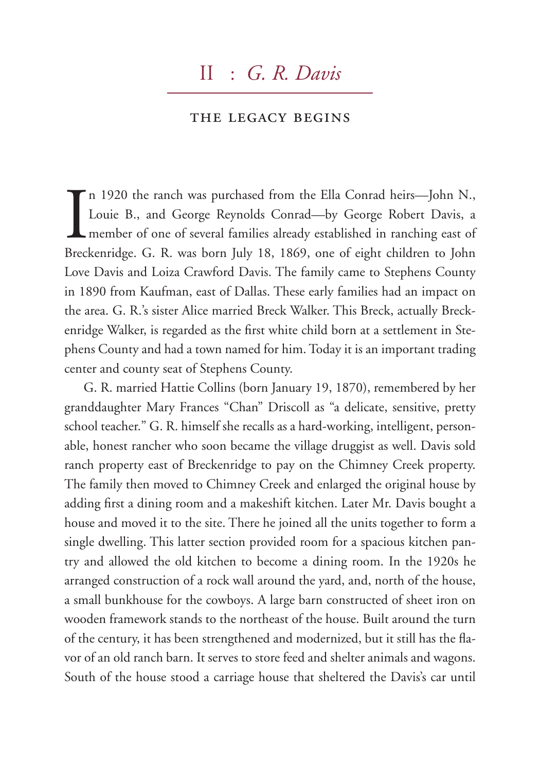# II : *G. R. Davis*

## THE LEGACY BEGINS

In 1920 the ranch was purchased from the Ella Conrad heirs—John N., Louie B., and George Reynolds Conrad—by George Robert Davis, a member of one of several families already established in ranching east of Breckenridge. G. R. was born July 18, 1869, one of eight children to John Love Davis and Loiza Crawford Davis. The family came to Stephens County in 1890 from Kaufman, east of Dallas. These early families had an impact on the area. G. R.'s sister Alice married Breck Walker. This Breck, actually Breckenridge Walker, is regarded as the first white child born at a settlement in Stephens County and had a town named for him. Today it is an important trading center and county seat of Stephens County.

G. R. married Hattie Collins (born January 19, 1870), remembered by her granddaughter Mary Frances "Chan" Driscoll as "a delicate, sensitive, pretty school teacher." G. R. himself she recalls as a hard-working, intelligent, personable, honest rancher who soon became the village druggist as well. Davis sold ranch property east of Breckenridge to pay on the Chimney Creek property. The family then moved to Chimney Creek and enlarged the original house by adding first a dining room and a makeshift kitchen. Later Mr. Davis bought a house and moved it to the site. There he joined all the units together to form a single dwelling. This latter section provided room for a spacious kitchen pantry and allowed the old kitchen to become a dining room. In the 1920s he arranged construction of a rock wall around the yard, and, north of the house, a small bunkhouse for the cowboys. A large barn constructed of sheet iron on wooden framework stands to the northeast of the house. Built around the turn of the century, it has been strengthened and modernized, but it still has the flavor of an old ranch barn. It serves to store feed and shelter animals and wagons. South of the house stood a carriage house that sheltered the Davis's car until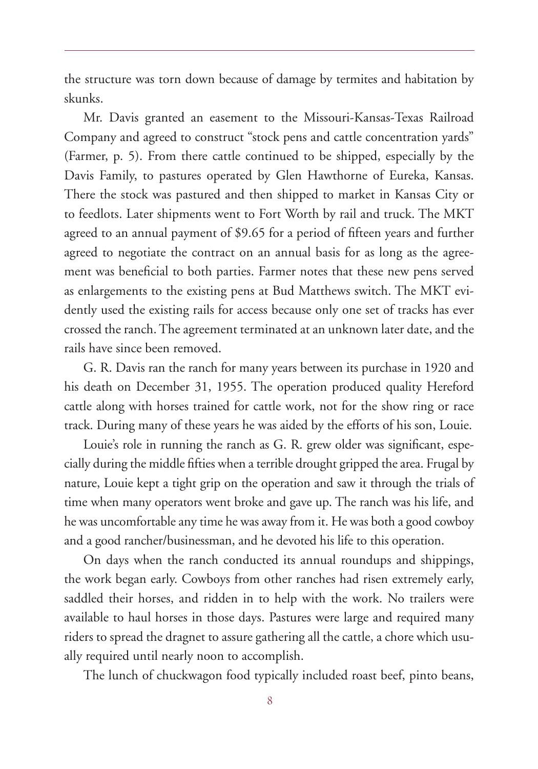the structure was torn down because of damage by termites and habitation by skunks.

Mr. Davis granted an easement to the Missouri-Kansas-Texas Railroad Company and agreed to construct "stock pens and cattle concentration yards" (Farmer, p. 5). From there cattle continued to be shipped, especially by the Davis Family, to pastures operated by Glen Hawthorne of Eureka, Kansas. There the stock was pastured and then shipped to market in Kansas City or to feedlots. Later shipments went to Fort Worth by rail and truck. The MKT agreed to an annual payment of $9.65 for a period of fifteen years and further agreed to negotiate the contract on an annual basis for as long as the agreement was beneficial to both parties. Farmer notes that these new pens served as enlargements to the existing pens at Bud Matthews switch. The MKT evidently used the existing rails for access because only one set of tracks has ever crossed the ranch. The agreement terminated at an unknown later date, and the rails have since been removed.

G. R. Davis ran the ranch for many years between its purchase in 1920 and his death on December 31, 1955. The operation produced quality Hereford cattle along with horses trained for cattle work, not for the show ring or race track. During many of these years he was aided by the efforts of his son, Louie.

Louie's role in running the ranch as G. R. grew older was significant, especially during the middle fifties when a terrible drought gripped the area. Frugal by nature, Louie kept a tight grip on the operation and saw it through the trials of time when many operators went broke and gave up. The ranch was his life, and he was uncomfortable any time he was away from it. He was both a good cowboy and a good rancher/businessman, and he devoted his life to this operation.

On days when the ranch conducted its annual roundups and shippings, the work began early. Cowboys from other ranches had risen extremely early, saddled their horses, and ridden in to help with the work. No trailers were available to haul horses in those days. Pastures were large and required many riders to spread the dragnet to assure gathering all the cattle, a chore which usually required until nearly noon to accomplish.

The lunch of chuckwagon food typically included roast beef, pinto beans,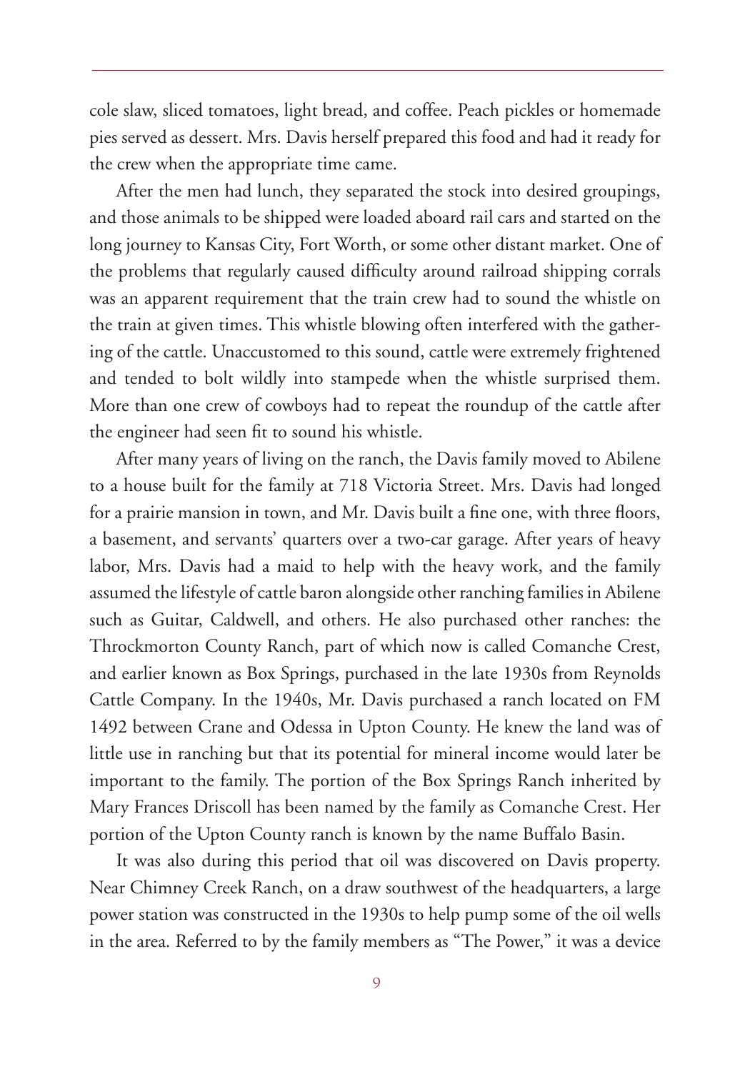cole slaw, sliced tomatoes, light bread, and coffee. Peach pickles or homemade pies served as dessert. Mrs. Davis herself prepared this food and had it ready for the crew when the appropriate time came.

After the men had lunch, they separated the stock into desired groupings, and those animals to be shipped were loaded aboard rail cars and started on the long journey to Kansas City, Fort Worth, or some other distant market. One of the problems that regularly caused difficulty around railroad shipping corrals was an apparent requirement that the train crew had to sound the whistle on the train at given times. This whistle blowing often interfered with the gathering of the cattle. Unaccustomed to this sound, cattle were extremely frightened and tended to bolt wildly into stampede when the whistle surprised them. More than one crew of cowboys had to repeat the roundup of the cattle after the engineer had seen fit to sound his whistle.

After many years of living on the ranch, the Davis family moved to Abilene to a house built for the family at 718 Victoria Street. Mrs. Davis had longed for a prairie mansion in town, and Mr. Davis built a fine one, with three floors, a basement, and servants' quarters over a two-car garage. After years of heavy labor, Mrs. Davis had a maid to help with the heavy work, and the family assumed the lifestyle of cattle baron alongside other ranching families in Abilene such as Guitar, Caldwell, and others. He also purchased other ranches: the Throckmorton County Ranch, part of which now is called Comanche Crest, and earlier known as Box Springs, purchased in the late 1930s from Reynolds Cattle Company. In the 1940s, Mr. Davis purchased a ranch located on FM 1492 between Crane and Odessa in Upton County. He knew the land was of little use in ranching but that its potential for mineral income would later be important to the family. The portion of the Box Springs Ranch inherited by Mary Frances Driscoll has been named by the family as Comanche Crest. Her portion of the Upton County ranch is known by the name Buffalo Basin.

It was also during this period that oil was discovered on Davis property. Near Chimney Creek Ranch, on a draw southwest of the headquarters, a large power station was constructed in the 1930s to help pump some of the oil wells in the area. Referred to by the family members as "The Power," it was a device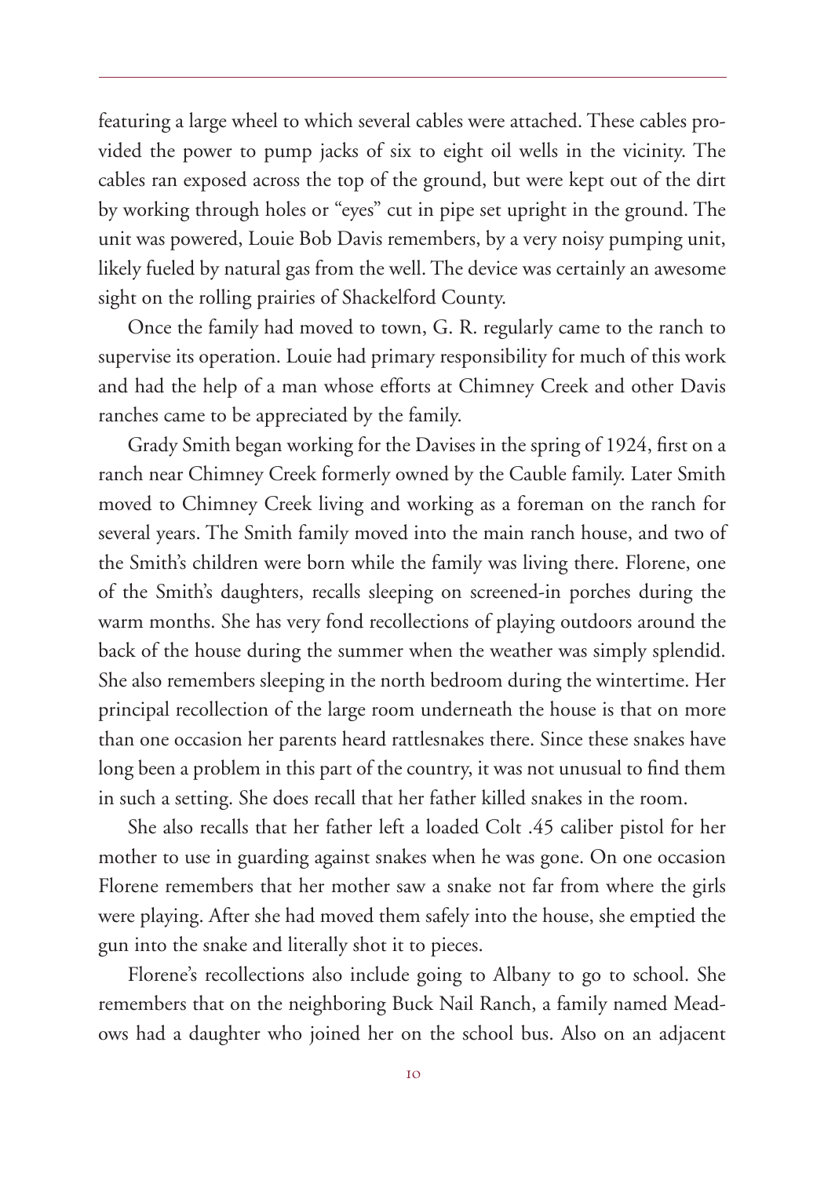featuring a large wheel to which several cables were attached. These cables provided the power to pump jacks of six to eight oil wells in the vicinity. The cables ran exposed across the top of the ground, but were kept out of the dirt by working through holes or "eyes" cut in pipe set upright in the ground. The unit was powered, Louie Bob Davis remembers, by a very noisy pumping unit, likely fueled by natural gas from the well. The device was certainly an awesome sight on the rolling prairies of Shackelford County.

Once the family had moved to town, G. R. regularly came to the ranch to supervise its operation. Louie had primary responsibility for much of this work and had the help of a man whose efforts at Chimney Creek and other Davis ranches came to be appreciated by the family.

Grady Smith began working for the Davises in the spring of 1924, first on a ranch near Chimney Creek formerly owned by the Cauble family. Later Smith moved to Chimney Creek living and working as a foreman on the ranch for several years. The Smith family moved into the main ranch house, and two of the Smith's children were born while the family was living there. Florene, one of the Smith's daughters, recalls sleeping on screened-in porches during the warm months. She has very fond recollections of playing outdoors around the back of the house during the summer when the weather was simply splendid. She also remembers sleeping in the north bedroom during the wintertime. Her principal recollection of the large room underneath the house is that on more than one occasion her parents heard rattlesnakes there. Since these snakes have long been a problem in this part of the country, it was not unusual to find them in such a setting. She does recall that her father killed snakes in the room.

She also recalls that her father left a loaded Colt .45 caliber pistol for her mother to use in guarding against snakes when he was gone. On one occasion Florene remembers that her mother saw a snake not far from where the girls were playing. After she had moved them safely into the house, she emptied the gun into the snake and literally shot it to pieces.

Florene's recollections also include going to Albany to go to school. She remembers that on the neighboring Buck Nail Ranch, a family named Meadows had a daughter who joined her on the school bus. Also on an adjacent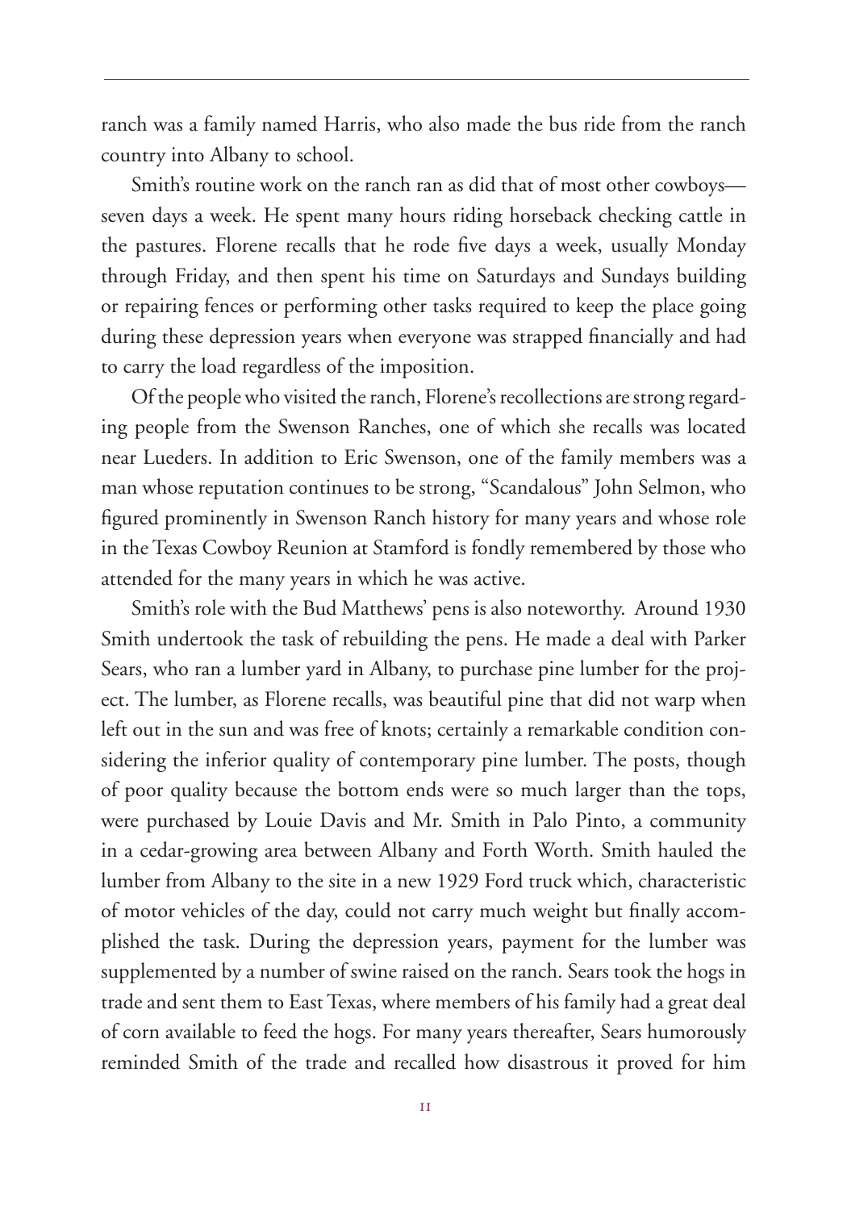ranch was a family named Harris, who also made the bus ride from the ranch country into Albany to school.

Smith's routine work on the ranch ran as did that of most other cowboys—seven days a week. He spent many hours riding horseback checking cattle in the pastures. Florene recalls that he rode five days a week, usually Monday through Friday, and then spent his time on Saturdays and Sundays building or repairing fences or performing other tasks required to keep the place going during these depression years when everyone was strapped financially and had to carry the load regardless of the imposition.

Of the people who visited the ranch, Florene's recollections are strong regarding people from the Swenson Ranches, one of which she recalls was located near Lueders. In addition to Eric Swenson, one of the family members was a man whose reputation continues to be strong, "Scandalous" John Selmon, who figured prominently in Swenson Ranch history for many years and whose role in the Texas Cowboy Reunion at Stamford is fondly remembered by those who attended for the many years in which he was active.

Smith's role with the Bud Matthews' pens is also noteworthy. Around 1930 Smith undertook the task of rebuilding the pens. He made a deal with Parker Sears, who ran a lumber yard in Albany, to purchase pine lumber for the project. The lumber, as Florene recalls, was beautiful pine that did not warp when left out in the sun and was free of knots; certainly a remarkable condition considering the inferior quality of contemporary pine lumber. The posts, though of poor quality because the bottom ends were so much larger than the tops, were purchased by Louie Davis and Mr. Smith in Palo Pinto, a community in a cedar-growing area between Albany and Forth Worth. Smith hauled the lumber from Albany to the site in a new 1929 Ford truck which, characteristic of motor vehicles of the day, could not carry much weight but finally accomplished the task. During the depression years, payment for the lumber was supplemented by a number of swine raised on the ranch. Sears took the hogs in trade and sent them to East Texas, where members of his family had a great deal of corn available to feed the hogs. For many years thereafter, Sears humorously reminded Smith of the trade and recalled how disastrous it proved for him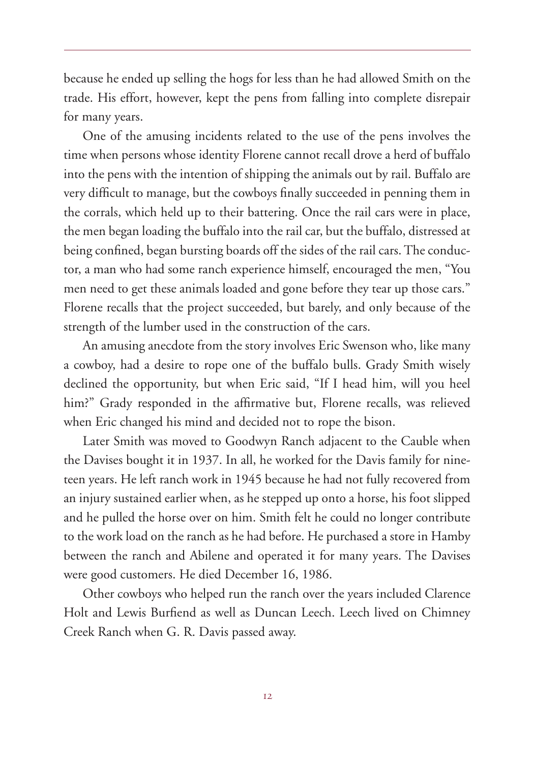because he ended up selling the hogs for less than he had allowed Smith on the trade. His effort, however, kept the pens from falling into complete disrepair for many years.

One of the amusing incidents related to the use of the pens involves the time when persons whose identity Florene cannot recall drove a herd of buffalo into the pens with the intention of shipping the animals out by rail. Buffalo are very difficult to manage, but the cowboys finally succeeded in penning them in the corrals, which held up to their battering. Once the rail cars were in place, the men began loading the buffalo into the rail car, but the buffalo, distressed at being confined, began bursting boards off the sides of the rail cars. The conductor, a man who had some ranch experience himself, encouraged the men, "You men need to get these animals loaded and gone before they tear up those cars." Florene recalls that the project succeeded, but barely, and only because of the strength of the lumber used in the construction of the cars.

An amusing anecdote from the story involves Eric Swenson who, like many a cowboy, had a desire to rope one of the buffalo bulls. Grady Smith wisely declined the opportunity, but when Eric said, "If I head him, will you heel him?" Grady responded in the affirmative but, Florene recalls, was relieved when Eric changed his mind and decided not to rope the bison.

Later Smith was moved to Goodwyn Ranch adjacent to the Cauble when the Davises bought it in 1937. In all, he worked for the Davis family for nineteen years. He left ranch work in 1945 because he had not fully recovered from an injury sustained earlier when, as he stepped up onto a horse, his foot slipped and he pulled the horse over on him. Smith felt he could no longer contribute to the work load on the ranch as he had before. He purchased a store in Hamby between the ranch and Abilene and operated it for many years. The Davises were good customers. He died December 16, 1986.

Other cowboys who helped run the ranch over the years included Clarence Holt and Lewis Burfiend as well as Duncan Leech. Leech lived on Chimney Creek Ranch when G. R. Davis passed away.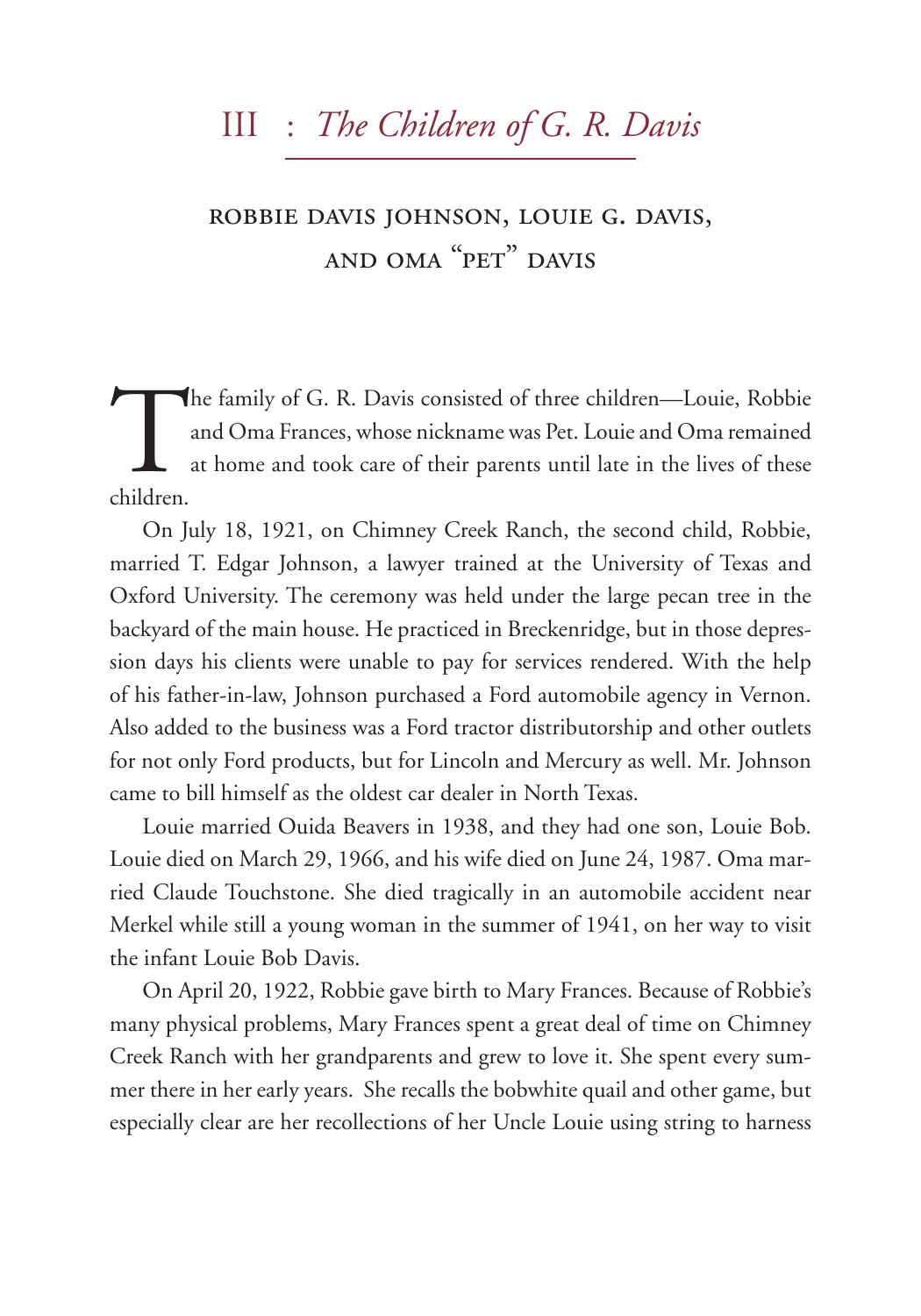# III : *The Children of G. R. Davis*

## Robbie Davis Johnson, Louie G. Davis, and Oma "Pet" Davis

The family of G. R. Davis consisted of three children—Louie, Robbie and Oma Frances, whose nickname was Pet. Louie and Oma remained at home and took care of their parents until late in the lives of these children.

On July 18, 1921, on Chimney Creek Ranch, the second child, Robbie, married T. Edgar Johnson, a lawyer trained at the University of Texas and Oxford University. The ceremony was held under the large pecan tree in the backyard of the main house. He practiced in Breckenridge, but in those depression days his clients were unable to pay for services rendered. With the help of his father-in-law, Johnson purchased a Ford automobile agency in Vernon. Also added to the business was a Ford tractor distributorship and other outlets for not only Ford products, but for Lincoln and Mercury as well. Mr. Johnson came to bill himself as the oldest car dealer in North Texas.

Louie married Ouida Beavers in 1938, and they had one son, Louie Bob. Louie died on March 29, 1966, and his wife died on June 24, 1987. Oma married Claude Touchstone. She died tragically in an automobile accident near Merkel while still a young woman in the summer of 1941, on her way to visit the infant Louie Bob Davis.

On April 20, 1922, Robbie gave birth to Mary Frances. Because of Robbie's many physical problems, Mary Frances spent a great deal of time on Chimney Creek Ranch with her grandparents and grew to love it. She spent every summer there in her early years. She recalls the bobwhite quail and other game, but especially clear are her recollections of her Uncle Louie using string to harness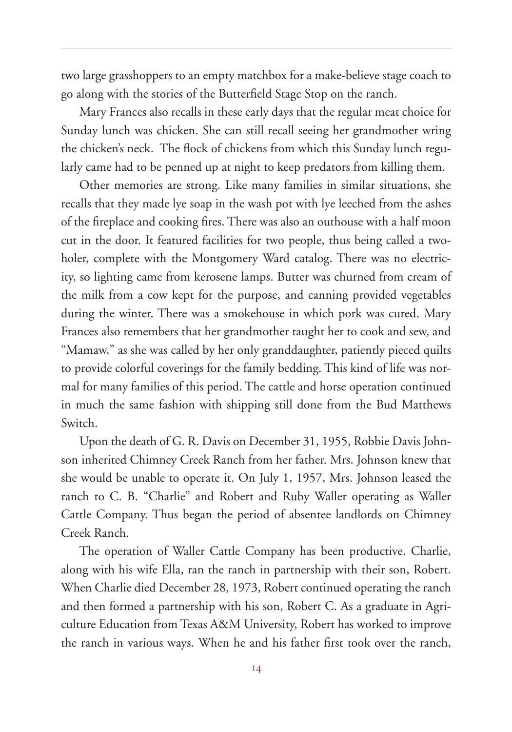two large grasshoppers to an empty matchbox for a make-believe stage coach to go along with the stories of the Butterfield Stage Stop on the ranch.

Mary Frances also recalls in these early days that the regular meat choice for Sunday lunch was chicken. She can still recall seeing her grandmother wring the chicken's neck. The flock of chickens from which this Sunday lunch regularly came had to be penned up at night to keep predators from killing them.

Other memories are strong. Like many families in similar situations, she recalls that they made lye soap in the wash pot with lye leeched from the ashes of the fireplace and cooking fires. There was also an outhouse with a half moon cut in the door. It featured facilities for two people, thus being called a two-holer, complete with the Montgomery Ward catalog. There was no electricity, so lighting came from kerosene lamps. Butter was churned from cream of the milk from a cow kept for the purpose, and canning provided vegetables during the winter. There was a smokehouse in which pork was cured. Mary Frances also remembers that her grandmother taught her to cook and sew, and "Mamaw," as she was called by her only granddaughter, patiently pieced quilts to provide colorful coverings for the family bedding. This kind of life was normal for many families of this period. The cattle and horse operation continued in much the same fashion with shipping still done from the Bud Matthews Switch.

Upon the death of G. R. Davis on December 31, 1955, Robbie Davis Johnson inherited Chimney Creek Ranch from her father. Mrs. Johnson knew that she would be unable to operate it. On July 1, 1957, Mrs. Johnson leased the ranch to C. B. "Charlie" and Robert and Ruby Waller operating as Waller Cattle Company. Thus began the period of absentee landlords on Chimney Creek Ranch.

The operation of Waller Cattle Company has been productive. Charlie, along with his wife Ella, ran the ranch in partnership with their son, Robert. When Charlie died December 28, 1973, Robert continued operating the ranch and then formed a partnership with his son, Robert C. As a graduate in Agriculture Education from Texas A&M University, Robert has worked to improve the ranch in various ways. When he and his father first took over the ranch,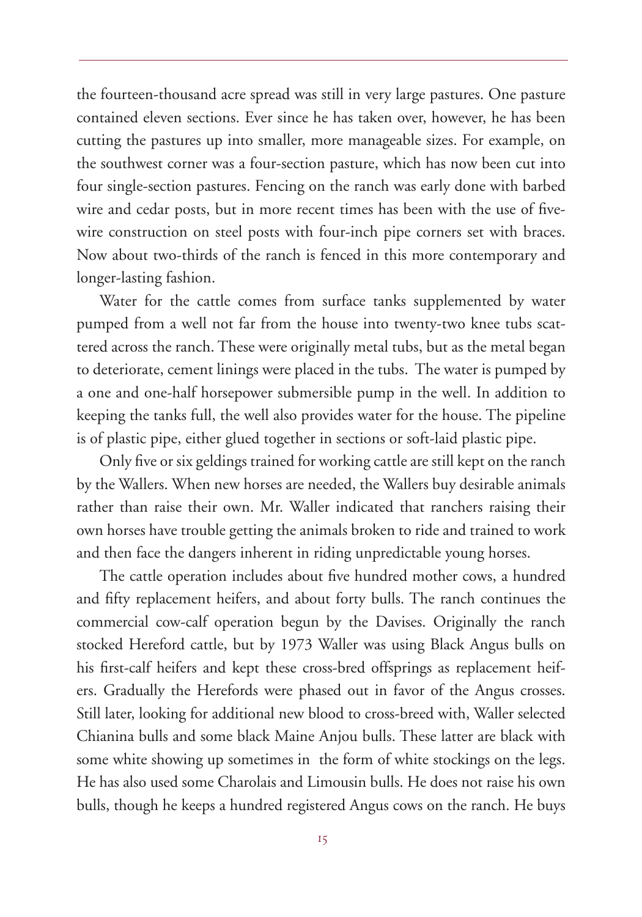the fourteen-thousand acre spread was still in very large pastures. One pasture contained eleven sections. Ever since he has taken over, however, he has been cutting the pastures up into smaller, more manageable sizes. For example, on the southwest corner was a four-section pasture, which has now been cut into four single-section pastures. Fencing on the ranch was early done with barbed wire and cedar posts, but in more recent times has been with the use of five-wire construction on steel posts with four-inch pipe corners set with braces. Now about two-thirds of the ranch is fenced in this more contemporary and longer-lasting fashion.

Water for the cattle comes from surface tanks supplemented by water pumped from a well not far from the house into twenty-two knee tubs scattered across the ranch. These were originally metal tubs, but as the metal began to deteriorate, cement linings were placed in the tubs. The water is pumped by a one and one-half horsepower submersible pump in the well. In addition to keeping the tanks full, the well also provides water for the house. The pipeline is of plastic pipe, either glued together in sections or soft-laid plastic pipe.

Only five or six geldings trained for working cattle are still kept on the ranch by the Wallers. When new horses are needed, the Wallers buy desirable animals rather than raise their own. Mr. Waller indicated that ranchers raising their own horses have trouble getting the animals broken to ride and trained to work and then face the dangers inherent in riding unpredictable young horses.

The cattle operation includes about five hundred mother cows, a hundred and fifty replacement heifers, and about forty bulls. The ranch continues the commercial cow-calf operation begun by the Davises. Originally the ranch stocked Hereford cattle, but by 1973 Waller was using Black Angus bulls on his first-calf heifers and kept these cross-bred offsprings as replacement heifers. Gradually the Herefords were phased out in favor of the Angus crosses. Still later, looking for additional new blood to cross-breed with, Waller selected Chianina bulls and some black Maine Anjou bulls. These latter are black with some white showing up sometimes in the form of white stockings on the legs. He has also used some Charolais and Limousin bulls. He does not raise his own bulls, though he keeps a hundred registered Angus cows on the ranch. He buys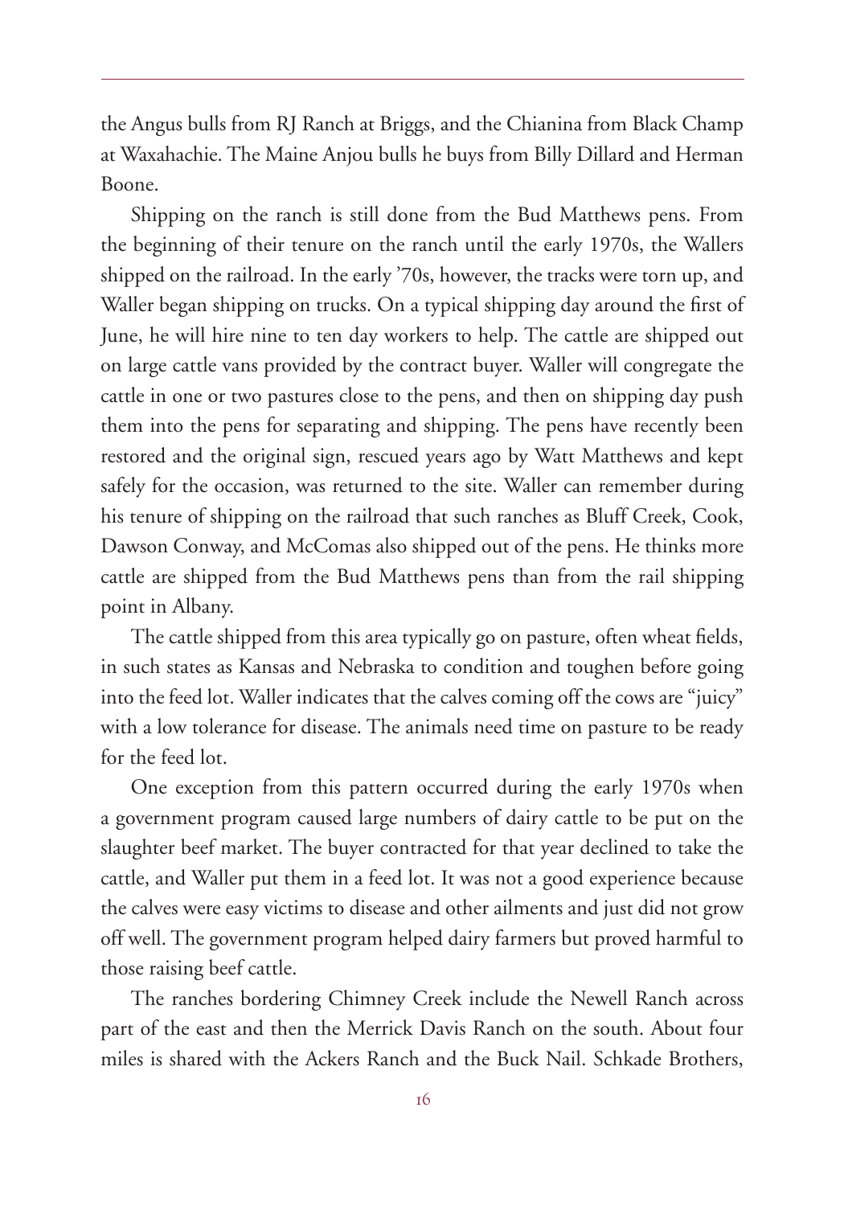the Angus bulls from RJ Ranch at Briggs, and the Chianina from Black Champ at Waxahachie. The Maine Anjou bulls he buys from Billy Dillard and Herman Boone.

Shipping on the ranch is still done from the Bud Matthews pens. From the beginning of their tenure on the ranch until the early 1970s, the Wallers shipped on the railroad. In the early '70s, however, the tracks were torn up, and Waller began shipping on trucks. On a typical shipping day around the first of June, he will hire nine to ten day workers to help. The cattle are shipped out on large cattle vans provided by the contract buyer. Waller will congregate the cattle in one or two pastures close to the pens, and then on shipping day push them into the pens for separating and shipping. The pens have recently been restored and the original sign, rescued years ago by Watt Matthews and kept safely for the occasion, was returned to the site. Waller can remember during his tenure of shipping on the railroad that such ranches as Bluff Creek, Cook, Dawson Conway, and McComas also shipped out of the pens. He thinks more cattle are shipped from the Bud Matthews pens than from the rail shipping point in Albany.

The cattle shipped from this area typically go on pasture, often wheat fields, in such states as Kansas and Nebraska to condition and toughen before going into the feed lot. Waller indicates that the calves coming off the cows are "juicy" with a low tolerance for disease. The animals need time on pasture to be ready for the feed lot.

One exception from this pattern occurred during the early 1970s when a government program caused large numbers of dairy cattle to be put on the slaughter beef market. The buyer contracted for that year declined to take the cattle, and Waller put them in a feed lot. It was not a good experience because the calves were easy victims to disease and other ailments and just did not grow off well. The government program helped dairy farmers but proved harmful to those raising beef cattle.

The ranches bordering Chimney Creek include the Newell Ranch across part of the east and then the Merrick Davis Ranch on the south. About four miles is shared with the Ackers Ranch and the Buck Nail. Schkade Brothers,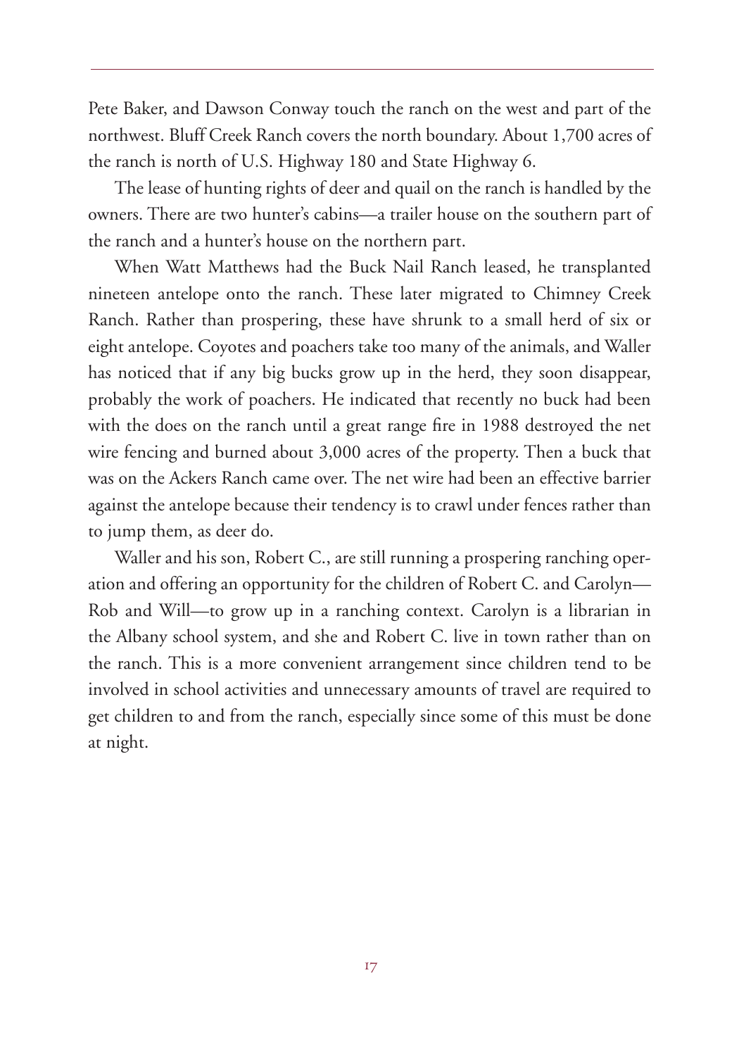Pete Baker, and Dawson Conway touch the ranch on the west and part of the northwest. Bluff Creek Ranch covers the north boundary. About 1,700 acres of the ranch is north of U.S. Highway 180 and State Highway 6.

The lease of hunting rights of deer and quail on the ranch is handled by the owners. There are two hunter's cabins—a trailer house on the southern part of the ranch and a hunter's house on the northern part.

When Watt Matthews had the Buck Nail Ranch leased, he transplanted nineteen antelope onto the ranch. These later migrated to Chimney Creek Ranch. Rather than prospering, these have shrunk to a small herd of six or eight antelope. Coyotes and poachers take too many of the animals, and Waller has noticed that if any big bucks grow up in the herd, they soon disappear, probably the work of poachers. He indicated that recently no buck had been with the does on the ranch until a great range fire in 1988 destroyed the net wire fencing and burned about 3,000 acres of the property. Then a buck that was on the Ackers Ranch came over. The net wire had been an effective barrier against the antelope because their tendency is to crawl under fences rather than to jump them, as deer do.

Waller and his son, Robert C., are still running a prospering ranching operation and offering an opportunity for the children of Robert C. and Carolyn—Rob and Will—to grow up in a ranching context. Carolyn is a librarian in the Albany school system, and she and Robert C. live in town rather than on the ranch. This is a more convenient arrangement since children tend to be involved in school activities and unnecessary amounts of travel are required to get children to and from the ranch, especially since some of this must be done at night.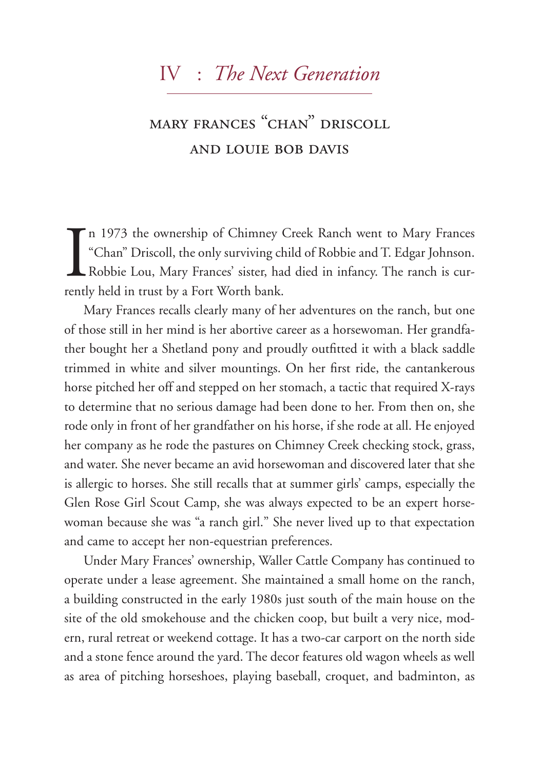# IV : *The Next Generation*

## Mary Frances "Chan" Driscoll and Louie Bob Davis

In 1973 the ownership of Chimney Creek Ranch went to Mary Frances "Chan" Driscoll, the only surviving child of Robbie and T. Edgar Johnson. Robbie Lou, Mary Frances' sister, had died in infancy. The ranch is currently held in trust by a Fort Worth bank.

Mary Frances recalls clearly many of her adventures on the ranch, but one of those still in her mind is her abortive career as a horsewoman. Her grandfather bought her a Shetland pony and proudly outfitted it with a black saddle trimmed in white and silver mountings. On her first ride, the cantankerous horse pitched her off and stepped on her stomach, a tactic that required X-rays to determine that no serious damage had been done to her. From then on, she rode only in front of her grandfather on his horse, if she rode at all. He enjoyed her company as he rode the pastures on Chimney Creek checking stock, grass, and water. She never became an avid horsewoman and discovered later that she is allergic to horses. She still recalls that at summer girls' camps, especially the Glen Rose Girl Scout Camp, she was always expected to be an expert horsewoman because she was "a ranch girl." She never lived up to that expectation and came to accept her non-equestrian preferences.

Under Mary Frances' ownership, Waller Cattle Company has continued to operate under a lease agreement. She maintained a small home on the ranch, a building constructed in the early 1980s just south of the main house on the site of the old smokehouse and the chicken coop, but built a very nice, modern, rural retreat or weekend cottage. It has a two-car carport on the north side and a stone fence around the yard. The decor features old wagon wheels as well as area of pitching horseshoes, playing baseball, croquet, and badminton, as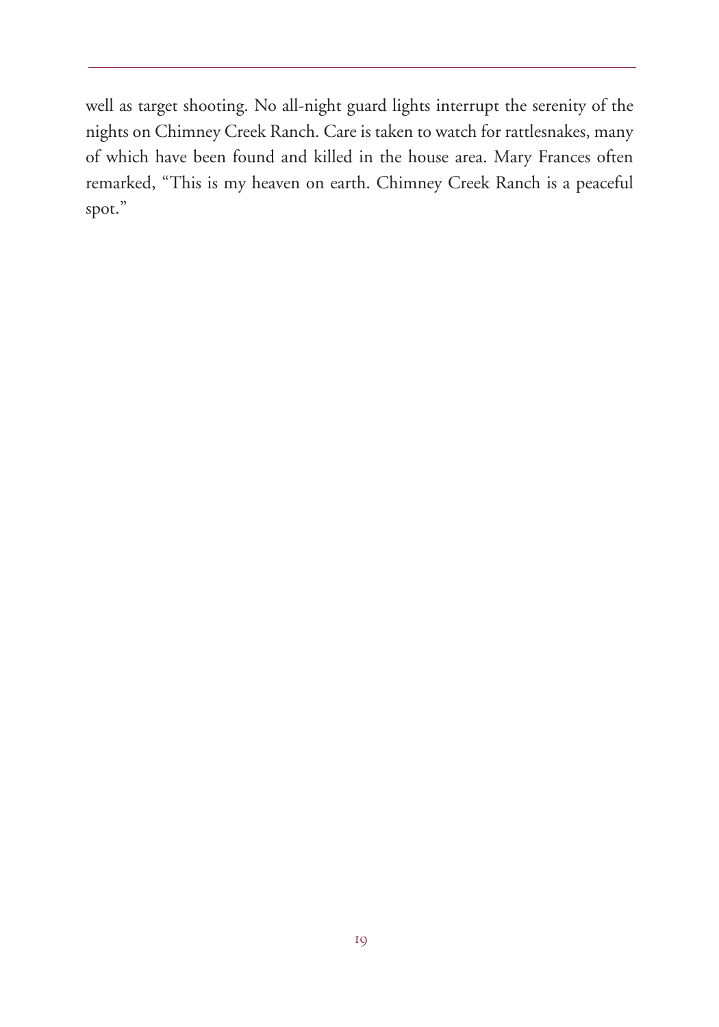well as target shooting. No all-night guard lights interrupt the serenity of the nights on Chimney Creek Ranch. Care is taken to watch for rattlesnakes, many of which have been found and killed in the house area. Mary Frances often remarked, "This is my heaven on earth. Chimney Creek Ranch is a peaceful spot."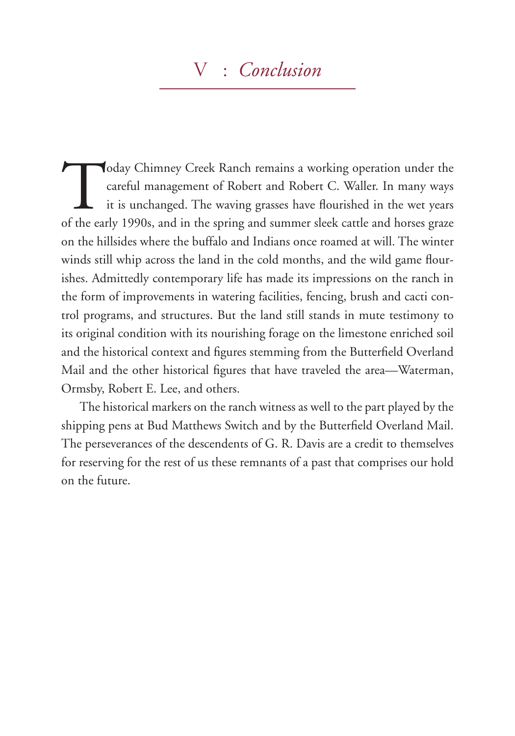# V : *Conclusion*

Today Chimney Creek Ranch remains a working operation under the careful management of Robert and Robert C. Waller. In many ways it is unchanged. The waving grasses have flourished in the wet years of the early 1990s, and in the spring and summer sleek cattle and horses graze on the hillsides where the buffalo and Indians once roamed at will. The winter winds still whip across the land in the cold months, and the wild game flourishes. Admittedly contemporary life has made its impressions on the ranch in the form of improvements in watering facilities, fencing, brush and cacti control programs, and structures. But the land still stands in mute testimony to its original condition with its nourishing forage on the limestone enriched soil and the historical context and figures stemming from the Butterfield Overland Mail and the other historical figures that have traveled the area—Waterman, Ormsby, Robert E. Lee, and others.

The historical markers on the ranch witness as well to the part played by the shipping pens at Bud Matthews Switch and by the Butterfield Overland Mail. The perseverances of the descendents of G. R. Davis are a credit to themselves for reserving for the rest of us these remnants of a past that comprises our hold on the future.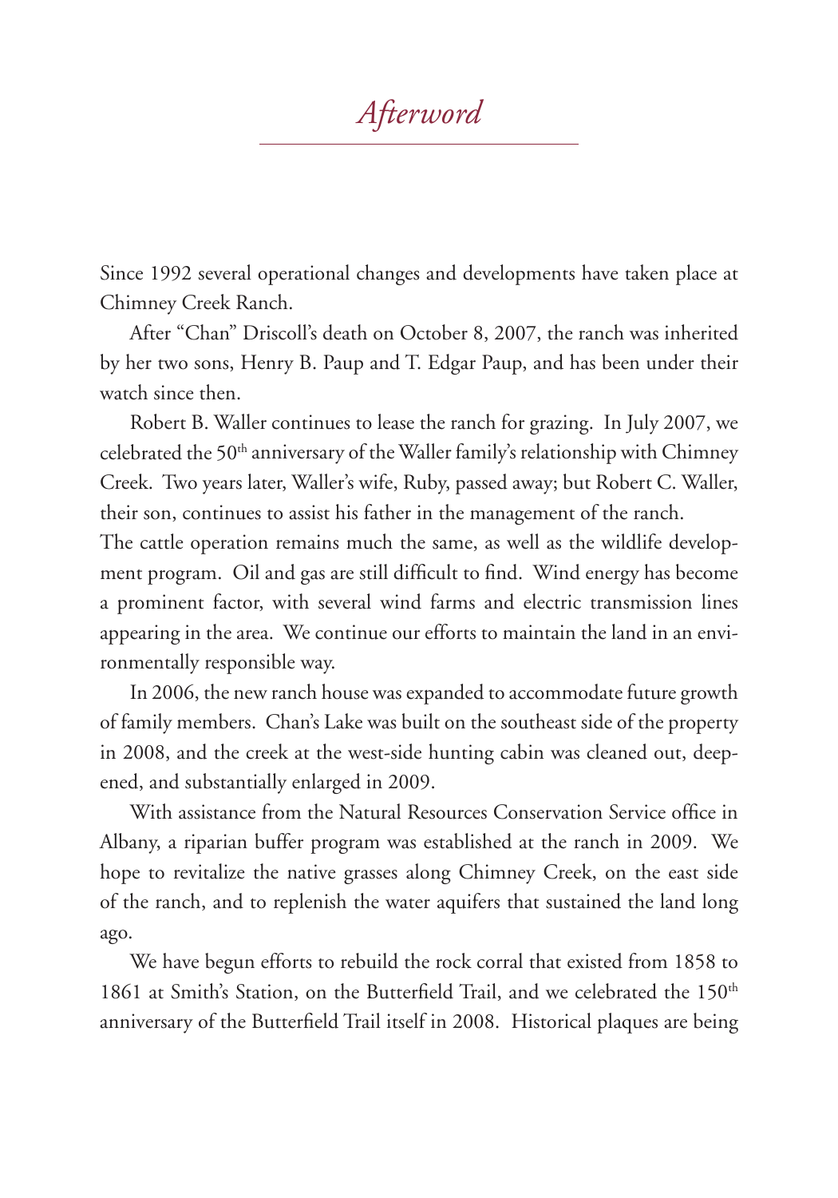# *Afterword*

Since 1992 several operational changes and developments have taken place at Chimney Creek Ranch.

After "Chan" Driscoll's death on October 8, 2007, the ranch was inherited by her two sons, Henry B. Paup and T. Edgar Paup, and has been under their watch since then.

Robert B. Waller continues to lease the ranch for grazing. In July 2007, we celebrated the 50th anniversary of the Waller family's relationship with Chimney Creek. Two years later, Waller's wife, Ruby, passed away; but Robert C. Waller, their son, continues to assist his father in the management of the ranch.

The cattle operation remains much the same, as well as the wildlife development program. Oil and gas are still difficult to find. Wind energy has become a prominent factor, with several wind farms and electric transmission lines appearing in the area. We continue our efforts to maintain the land in an environmentally responsible way.

In 2006, the new ranch house was expanded to accommodate future growth of family members. Chan's Lake was built on the southeast side of the property in 2008, and the creek at the west-side hunting cabin was cleaned out, deepened, and substantially enlarged in 2009.

With assistance from the Natural Resources Conservation Service office in Albany, a riparian buffer program was established at the ranch in 2009. We hope to revitalize the native grasses along Chimney Creek, on the east side of the ranch, and to replenish the water aquifers that sustained the land long ago.

We have begun efforts to rebuild the rock corral that existed from 1858 to 1861 at Smith's Station, on the Butterfield Trail, and we celebrated the 150th anniversary of the Butterfield Trail itself in 2008. Historical plaques are being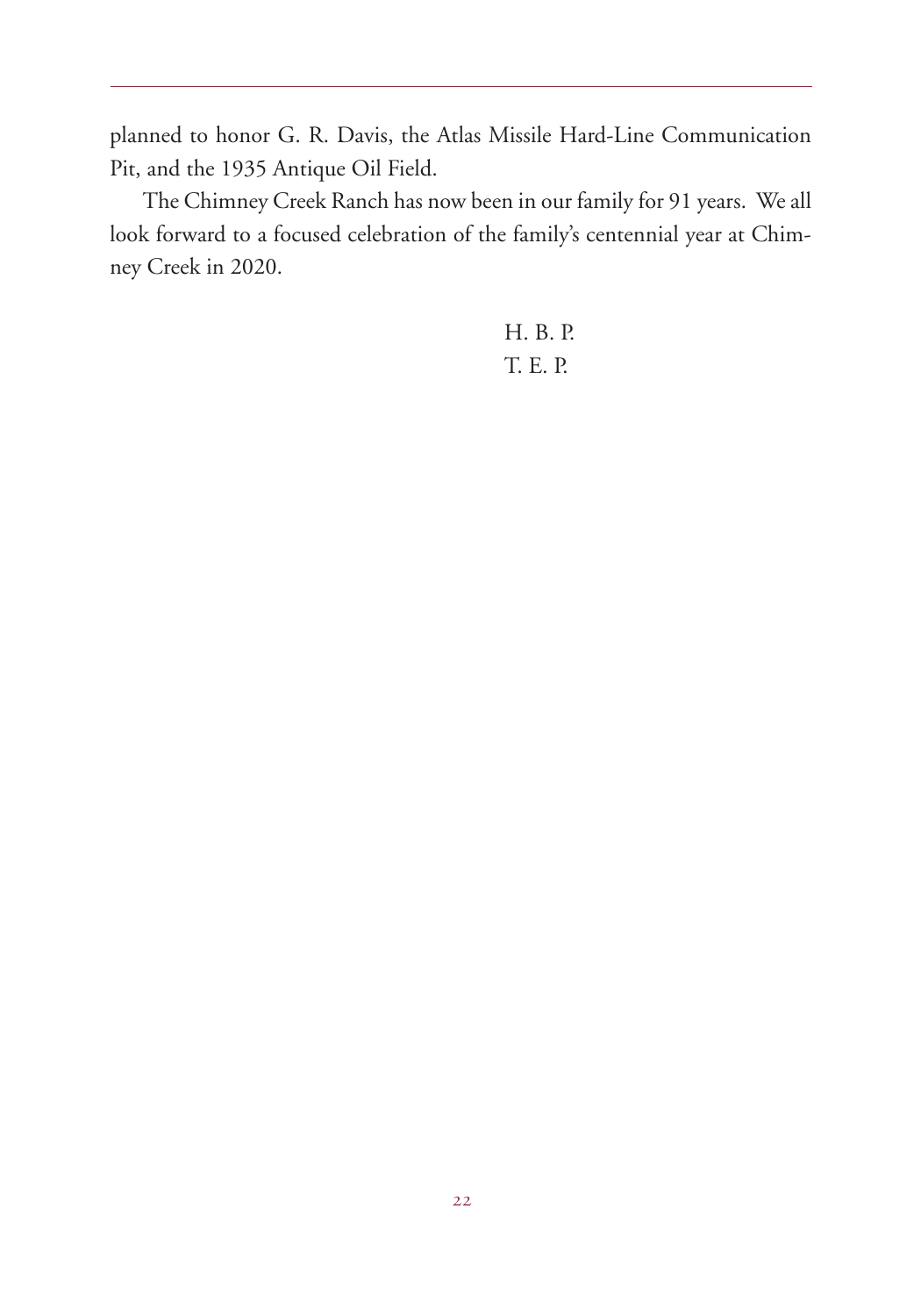planned to honor G. R. Davis, the Atlas Missile Hard-Line Communication Pit, and the 1935 Antique Oil Field.

The Chimney Creek Ranch has now been in our family for 91 years. We all look forward to a focused celebration of the family's centennial year at Chimney Creek in 2020.

H. B. P.
T. E. P.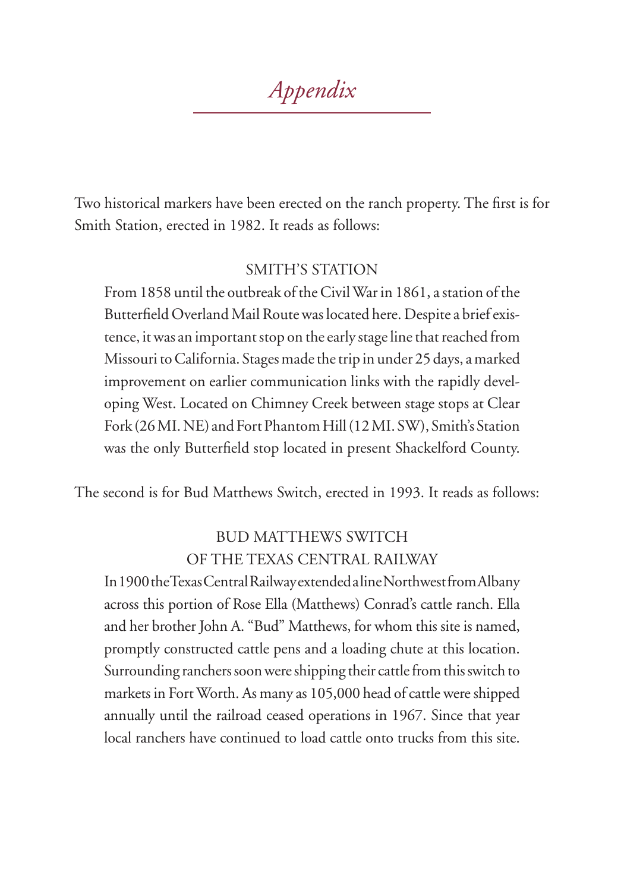# *Appendix*

Two historical markers have been erected on the ranch property. The first is for Smith Station, erected in 1982. It reads as follows:

> SMITH'S STATION
>
> From 1858 until the outbreak of the Civil War in 1861, a station of the Butterfield Overland Mail Route was located here. Despite a brief existence, it was an important stop on the early stage line that reached from Missouri to California. Stages made the trip in under 25 days, a marked improvement on earlier communication links with the rapidly developing West. Located on Chimney Creek between stage stops at Clear Fork (26 MI. NE) and Fort Phantom Hill (12 MI. SW), Smith's Station was the only Butterfield stop located in present Shackelford County.

The second is for Bud Matthews Switch, erected in 1993. It reads as follows:

> BUD MATTHEWS SWITCH
> OF THE TEXAS CENTRAL RAILWAY
>
> In 1900 the Texas Central Railway extended a line Northwest from Albany across this portion of Rose Ella (Matthews) Conrad's cattle ranch. Ella and her brother John A. "Bud" Matthews, for whom this site is named, promptly constructed cattle pens and a loading chute at this location. Surrounding ranchers soon were shipping their cattle from this switch to markets in Fort Worth. As many as 105,000 head of cattle were shipped annually until the railroad ceased operations in 1967. Since that year local ranchers have continued to load cattle onto trucks from this site.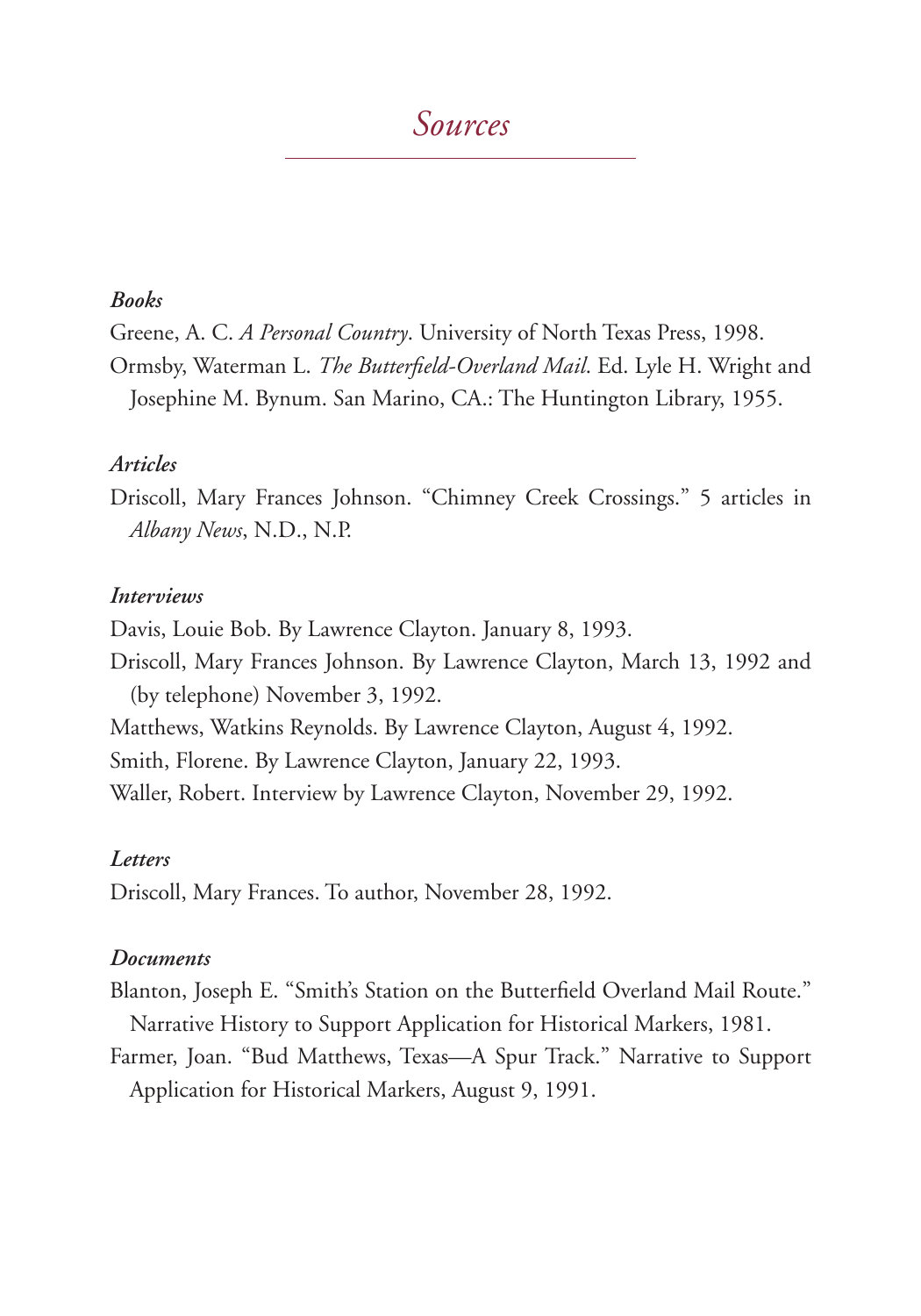# *Sources*

### *Books*

Greene, A. C. *A Personal Country*. University of North Texas Press, 1998.

Ormsby, Waterman L. *The Butterfield-Overland Mail*. Ed. Lyle H. Wright and Josephine M. Bynum. San Marino, CA.: The Huntington Library, 1955.

### *Articles*

Driscoll, Mary Frances Johnson. "Chimney Creek Crossings." 5 articles in *Albany News*, N.D., N.P.

### *Interviews*

Davis, Louie Bob. By Lawrence Clayton. January 8, 1993.

Driscoll, Mary Frances Johnson. By Lawrence Clayton, March 13, 1992 and (by telephone) November 3, 1992.

Matthews, Watkins Reynolds. By Lawrence Clayton, August 4, 1992.

Smith, Florene. By Lawrence Clayton, January 22, 1993.

Waller, Robert. Interview by Lawrence Clayton, November 29, 1992.

### *Letters*

Driscoll, Mary Frances. To author, November 28, 1992.

### *Documents*

Blanton, Joseph E. "Smith's Station on the Butterfield Overland Mail Route." Narrative History to Support Application for Historical Markers, 1981.

Farmer, Joan. "Bud Matthews, Texas—A Spur Track." Narrative to Support Application for Historical Markers, August 9, 1991.